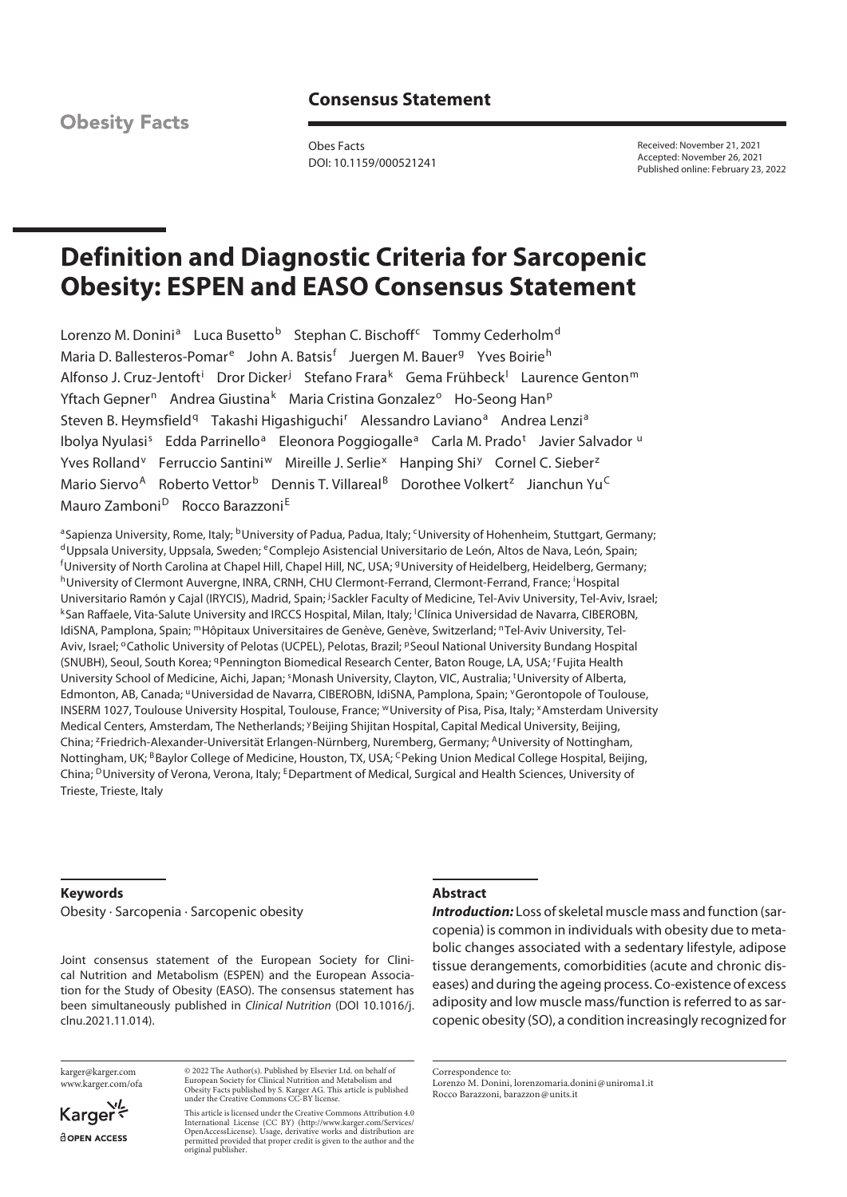Obesity Facts

**Consensus Statement**

Obes Facts
DOI: 10.1159/000521241

Received: November 21, 2021
Accepted: November 26, 2021
Published online: February 23, 2022

# Definition and Diagnostic Criteria for Sarcopenic Obesity: ESPEN and EASO Consensus Statement

Lorenzo M. Donini[a] Luca Busetto[b] Stephan C. Bischoff[c] Tommy Cederholm[d] Maria D. Ballesteros-Pomar[e] John A. Batsis[f] Juergen M. Bauer[g] Yves Boirie[h] Alfonso J. Cruz-Jentoft[i] Dror Dicker[j] Stefano Frara[k] Gema Frühbeck[l] Laurence Genton[m] Yftach Gepner[n] Andrea Giustina[k] Maria Cristina Gonzalez[o] Ho-Seong Han[p] Steven B. Heymsfield[q] Takashi Higashiguchi[r] Alessandro Laviano[a] Andrea Lenzi[a] Ibolya Nyulasi[s] Edda Parrinello[a] Eleonora Poggiogalle[a] Carla M. Prado[t] Javier Salvador[u] Yves Rolland[v] Ferruccio Santini[w] Mireille J. Serlie[x] Hanping Shi[y] Cornel C. Sieber[z] Mario Siervo[A] Roberto Vettor[b] Dennis T. Villareal[B] Dorothee Volkert[z] Jianchun Yu[C] Mauro Zamboni[D] Rocco Barazzoni[E]

[a]Sapienza University, Rome, Italy; [b]University of Padua, Padua, Italy; [c]University of Hohenheim, Stuttgart, Germany; [d]Uppsala University, Uppsala, Sweden; [e]Complejo Asistencial Universitario de León, Altos de Nava, León, Spain; [f]University of North Carolina at Chapel Hill, Chapel Hill, NC, USA; [g]University of Heidelberg, Heidelberg, Germany; [h]University of Clermont Auvergne, INRA, CRNH, CHU Clermont-Ferrand, Clermont-Ferrand, France; [i]Hospital Universitario Ramón y Cajal (IRYCIS), Madrid, Spain; [j]Sackler Faculty of Medicine, Tel-Aviv University, Tel-Aviv, Israel; [k]San Raffaele, Vita-Salute University and IRCCS Hospital, Milan, Italy; [l]Clínica Universidad de Navarra, CIBEROBN, IdiSNA, Pamplona, Spain; [m]Hôpitaux Universitaires de Genève, Genève, Switzerland; [n]Tel-Aviv University, Tel-Aviv, Israel; [o]Catholic University of Pelotas (UCPEL), Pelotas, Brazil; [p]Seoul National University Bundang Hospital (SNUBH), Seoul, South Korea; [q]Pennington Biomedical Research Center, Baton Rouge, LA, USA; [r]Fujita Health University School of Medicine, Aichi, Japan; [s]Monash University, Clayton, VIC, Australia; [t]University of Alberta, Edmonton, AB, Canada; [u]Universidad de Navarra, CIBEROBN, IdiSNA, Pamplona, Spain; [v]Gerontopole of Toulouse, INSERM 1027, Toulouse University Hospital, Toulouse, France; [w]University of Pisa, Pisa, Italy; [x]Amsterdam University Medical Centers, Amsterdam, The Netherlands; [y]Beijing Shijitan Hospital, Capital Medical University, Beijing, China; [z]Friedrich-Alexander-Universität Erlangen-Nürnberg, Nuremberg, Germany; [A]University of Nottingham, Nottingham, UK; [B]Baylor College of Medicine, Houston, TX, USA; [C]Peking Union Medical College Hospital, Beijing, China; [D]University of Verona, Verona, Italy; [E]Department of Medical, Surgical and Health Sciences, University of Trieste, Trieste, Italy

### Keywords

Obesity · Sarcopenia · Sarcopenic obesity

Joint consensus statement of the European Society for Clinical Nutrition and Metabolism (ESPEN) and the European Association for the Study of Obesity (EASO). The consensus statement has been simultaneously published in *Clinical Nutrition* (DOI 10.1016/j.clnu.2021.11.014).

### Abstract

***Introduction:*** Loss of skeletal muscle mass and function (sarcopenia) is common in individuals with obesity due to metabolic changes associated with a sedentary lifestyle, adipose tissue derangements, comorbidities (acute and chronic diseases) and during the ageing process. Co-existence of excess adiposity and low muscle mass/function is referred to as sarcopenic obesity (SO), a condition increasingly recognized for

karger@karger.com
www.karger.com/ofa

© 2022 The Author(s). Published by Elsevier Ltd. on behalf of European Society for Clinical Nutrition and Metabolism and Obesity Facts published by S. Karger AG. This article is published under the Creative Commons CC-BY license.

This article is licensed under the Creative Commons Attribution 4.0 International License (CC BY) (http://www.karger.com/Services/OpenAccessLicense). Usage, derivative works and distribution are permitted provided that proper credit is given to the author and the original publisher.

Correspondence to:
Lorenzo M. Donini, lorenzomaria.donini@uniroma1.it
Rocco Barazzoni, barazzon@units.it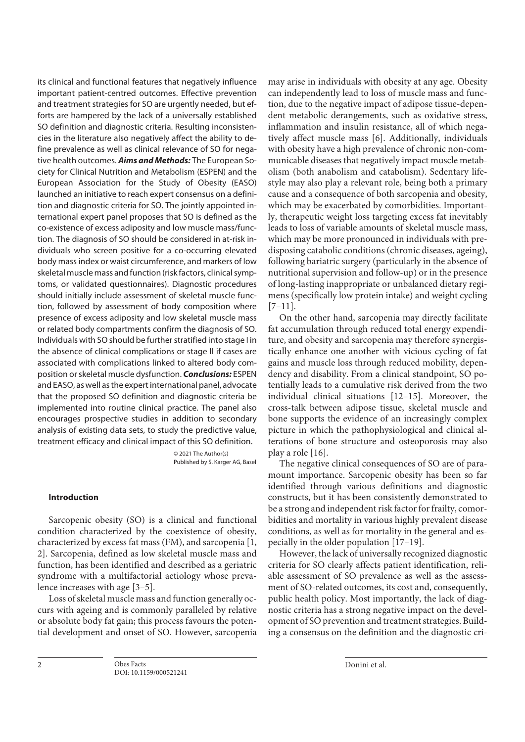its clinical and functional features that negatively influence important patient-centred outcomes. Effective prevention and treatment strategies for SO are urgently needed, but efforts are hampered by the lack of a universally established SO definition and diagnostic criteria. Resulting inconsistencies in the literature also negatively affect the ability to define prevalence as well as clinical relevance of SO for negative health outcomes. ***Aims and Methods:*** The European Society for Clinical Nutrition and Metabolism (ESPEN) and the European Association for the Study of Obesity (EASO) launched an initiative to reach expert consensus on a definition and diagnostic criteria for SO. The jointly appointed international expert panel proposes that SO is defined as the co-existence of excess adiposity and low muscle mass/function. The diagnosis of SO should be considered in at-risk individuals who screen positive for a co-occurring elevated body mass index or waist circumference, and markers of low skeletal muscle mass and function (risk factors, clinical symptoms, or validated questionnaires). Diagnostic procedures should initially include assessment of skeletal muscle function, followed by assessment of body composition where presence of excess adiposity and low skeletal muscle mass or related body compartments confirm the diagnosis of SO. Individuals with SO should be further stratified into stage I in the absence of clinical complications or stage II if cases are associated with complications linked to altered body composition or skeletal muscle dysfunction. ***Conclusions:*** ESPEN and EASO, as well as the expert international panel, advocate that the proposed SO definition and diagnostic criteria be implemented into routine clinical practice. The panel also encourages prospective studies in addition to secondary analysis of existing data sets, to study the predictive value, treatment efficacy and clinical impact of this SO definition.

© 2021 The Author(s)
Published by S. Karger AG, Basel

## Introduction

Sarcopenic obesity (SO) is a clinical and functional condition characterized by the coexistence of obesity, characterized by excess fat mass (FM), and sarcopenia [1, 2]. Sarcopenia, defined as low skeletal muscle mass and function, has been identified and described as a geriatric syndrome with a multifactorial aetiology whose prevalence increases with age [3–5].

Loss of skeletal muscle mass and function generally occurs with ageing and is commonly paralleled by relative or absolute body fat gain; this process favours the potential development and onset of SO. However, sarcopenia may arise in individuals with obesity at any age. Obesity can independently lead to loss of muscle mass and function, due to the negative impact of adipose tissue-dependent metabolic derangements, such as oxidative stress, inflammation and insulin resistance, all of which negatively affect muscle mass [6]. Additionally, individuals with obesity have a high prevalence of chronic non-communicable diseases that negatively impact muscle metabolism (both anabolism and catabolism). Sedentary lifestyle may also play a relevant role, being both a primary cause and a consequence of both sarcopenia and obesity, which may be exacerbated by comorbidities. Importantly, therapeutic weight loss targeting excess fat inevitably leads to loss of variable amounts of skeletal muscle mass, which may be more pronounced in individuals with predisposing catabolic conditions (chronic diseases, ageing), following bariatric surgery (particularly in the absence of nutritional supervision and follow-up) or in the presence of long-lasting inappropriate or unbalanced dietary regimens (specifically low protein intake) and weight cycling [7–11].

On the other hand, sarcopenia may directly facilitate fat accumulation through reduced total energy expenditure, and obesity and sarcopenia may therefore synergistically enhance one another with vicious cycling of fat gains and muscle loss through reduced mobility, dependency and disability. From a clinical standpoint, SO potentially leads to a cumulative risk derived from the two individual clinical situations [12–15]. Moreover, the cross-talk between adipose tissue, skeletal muscle and bone supports the evidence of an increasingly complex picture in which the pathophysiological and clinical alterations of bone structure and osteoporosis may also play a role [16].

The negative clinical consequences of SO are of paramount importance. Sarcopenic obesity has been so far identified through various definitions and diagnostic constructs, but it has been consistently demonstrated to be a strong and independent risk factor for frailty, comorbidities and mortality in various highly prevalent disease conditions, as well as for mortality in the general and especially in the older population [17–19].

However, the lack of universally recognized diagnostic criteria for SO clearly affects patient identification, reliable assessment of SO prevalence as well as the assessment of SO-related outcomes, its cost and, consequently, public health policy. Most importantly, the lack of diagnostic criteria has a strong negative impact on the development of SO prevention and treatment strategies. Building a consensus on the definition and the diagnostic cri-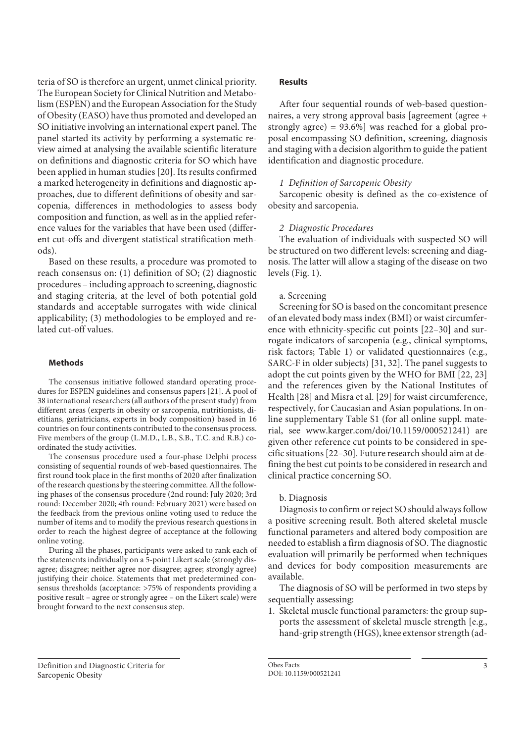teria of SO is therefore an urgent, unmet clinical priority. The European Society for Clinical Nutrition and Metabolism (ESPEN) and the European Association for the Study of Obesity (EASO) have thus promoted and developed an SO initiative involving an international expert panel. The panel started its activity by performing a systematic review aimed at analysing the available scientific literature on definitions and diagnostic criteria for SO which have been applied in human studies [20]. Its results confirmed a marked heterogeneity in definitions and diagnostic approaches, due to different definitions of obesity and sarcopenia, differences in methodologies to assess body composition and function, as well as in the applied reference values for the variables that have been used (different cut-offs and divergent statistical stratification methods).

Based on these results, a procedure was promoted to reach consensus on: (1) definition of SO; (2) diagnostic procedures – including approach to screening, diagnostic and staging criteria, at the level of both potential gold standards and acceptable surrogates with wide clinical applicability; (3) methodologies to be employed and related cut-off values.

## Methods

The consensus initiative followed standard operating procedures for ESPEN guidelines and consensus papers [21]. A pool of 38 international researchers (all authors of the present study) from different areas (experts in obesity or sarcopenia, nutritionists, dietitians, geriatricians, experts in body composition) based in 16 countries on four continents contributed to the consensus process. Five members of the group (L.M.D., L.B., S.B., T.C. and R.B.) coordinated the study activities.

The consensus procedure used a four-phase Delphi process consisting of sequential rounds of web-based questionnaires. The first round took place in the first months of 2020 after finalization of the research questions by the steering committee. All the following phases of the consensus procedure (2nd round: July 2020; 3rd round: December 2020; 4th round: February 2021) were based on the feedback from the previous online voting used to reduce the number of items and to modify the previous research questions in order to reach the highest degree of acceptance at the following online voting.

During all the phases, participants were asked to rank each of the statements individually on a 5-point Likert scale (strongly disagree; disagree; neither agree nor disagree; agree; strongly agree) justifying their choice. Statements that met predetermined consensus thresholds (acceptance: >75% of respondents providing a positive result – agree or strongly agree – on the Likert scale) were brought forward to the next consensus step.

## Results

After four sequential rounds of web-based questionnaires, a very strong approval basis [agreement (agree + strongly agree) = 93.6%] was reached for a global proposal encompassing SO definition, screening, diagnosis and staging with a decision algorithm to guide the patient identification and diagnostic procedure.

### *1 Definition of Sarcopenic Obesity*

Sarcopenic obesity is defined as the co-existence of obesity and sarcopenia.

### *2 Diagnostic Procedures*

The evaluation of individuals with suspected SO will be structured on two different levels: screening and diagnosis. The latter will allow a staging of the disease on two levels (Fig. 1).

#### a. Screening

Screening for SO is based on the concomitant presence of an elevated body mass index (BMI) or waist circumference with ethnicity-specific cut points [22–30] and surrogate indicators of sarcopenia (e.g., clinical symptoms, risk factors; Table 1) or validated questionnaires (e.g., SARC-F in older subjects) [31, 32]. The panel suggests to adopt the cut points given by the WHO for BMI [22, 23] and the references given by the National Institutes of Health [28] and Misra et al. [29] for waist circumference, respectively, for Caucasian and Asian populations. In online supplementary Table S1 (for all online suppl. material, see www.karger.com/doi/10.1159/000521241) are given other reference cut points to be considered in specific situations [22–30]. Future research should aim at defining the best cut points to be considered in research and clinical practice concerning SO.

#### b. Diagnosis

Diagnosis to confirm or reject SO should always follow a positive screening result. Both altered skeletal muscle functional parameters and altered body composition are needed to establish a firm diagnosis of SO. The diagnostic evaluation will primarily be performed when techniques and devices for body composition measurements are available.

The diagnosis of SO will be performed in two steps by sequentially assessing:

1. Skeletal muscle functional parameters: the group supports the assessment of skeletal muscle strength [e.g., hand-grip strength (HGS), knee extensor strength (ad-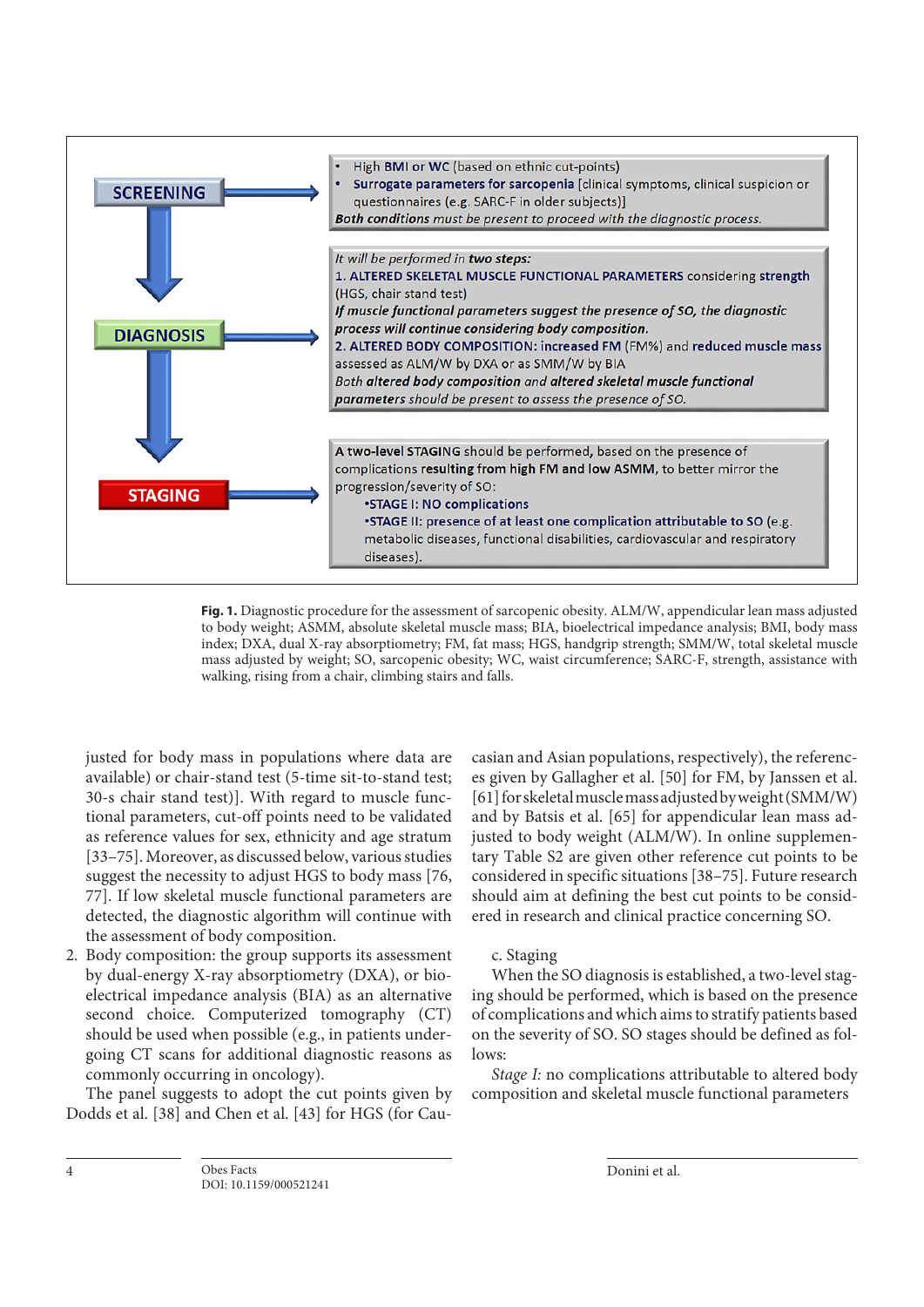**SCREENING**

- High BMI or WC (based on ethnic cut-points)
- Surrogate parameters for sarcopenia [clinical symptoms, clinical suspicion or questionnaires (e.g. SARC-F in older subjects)]

*Both conditions must be present to proceed with the diagnostic process.*

**DIAGNOSIS**

*It will be performed in **two steps:***

1. **ALTERED SKELETAL MUSCLE FUNCTIONAL PARAMETERS** considering **strength** (HGS, chair stand test)

***If muscle functional parameters suggest the presence of SO, the diagnostic process will continue considering body composition.***

2. **ALTERED BODY COMPOSITION: increased FM** (FM%) and **reduced muscle mass** assessed as ALM/W by DXA or as SMM/W by BIA

*Both **altered body composition** and **altered skeletal muscle functional parameters** should be present to assess the presence of SO.*

**STAGING**

A two-level **STAGING** should be performed, based on the presence of complications **resulting from high FM and low ASMM**, to better mirror the progression/severity of SO:

- **STAGE I: NO complications**
- **STAGE II: presence of at least one complication attributable to SO** (e.g. metabolic diseases, functional disabilities, cardiovascular and respiratory diseases).

**Fig. 1.** Diagnostic procedure for the assessment of sarcopenic obesity. ALM/W, appendicular lean mass adjusted to body weight; ASMM, absolute skeletal muscle mass; BIA, bioelectrical impedance analysis; BMI, body mass index; DXA, dual X-ray absorptiometry; FM, fat mass; HGS, handgrip strength; SMM/W, total skeletal muscle mass adjusted by weight; SO, sarcopenic obesity; WC, waist circumference; SARC-F, strength, assistance with walking, rising from a chair, climbing stairs and falls.

justed for body mass in populations where data are available) or chair-stand test (5-time sit-to-stand test; 30-s chair stand test)]. With regard to muscle functional parameters, cut-off points need to be validated as reference values for sex, ethnicity and age stratum [33–75]. Moreover, as discussed below, various studies suggest the necessity to adjust HGS to body mass [76, 77]. If low skeletal muscle functional parameters are detected, the diagnostic algorithm will continue with the assessment of body composition.

2. Body composition: the group supports its assessment by dual-energy X-ray absorptiometry (DXA), or bioelectrical impedance analysis (BIA) as an alternative second choice. Computerized tomography (CT) should be used when possible (e.g., in patients undergoing CT scans for additional diagnostic reasons as commonly occurring in oncology).

The panel suggests to adopt the cut points given by Dodds et al. [38] and Chen et al. [43] for HGS (for Caucasian and Asian populations, respectively), the references given by Gallagher et al. [50] for FM, by Janssen et al. [61] for skeletal muscle mass adjusted by weight (SMM/W) and by Batsis et al. [65] for appendicular lean mass adjusted to body weight (ALM/W). In online supplementary Table S2 are given other reference cut points to be considered in specific situations [38–75]. Future research should aim at defining the best cut points to be considered in research and clinical practice concerning SO.

c. Staging

When the SO diagnosis is established, a two-level staging should be performed, which is based on the presence of complications and which aims to stratify patients based on the severity of SO. SO stages should be defined as follows:

*Stage I:* no complications attributable to altered body composition and skeletal muscle functional parameters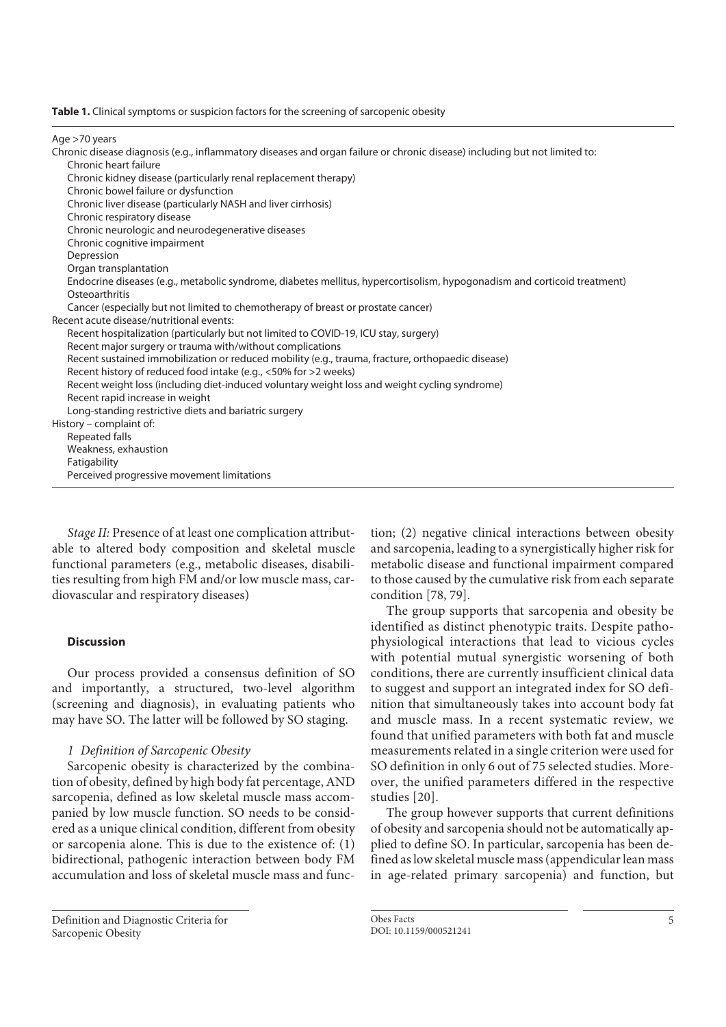**Table 1.** Clinical symptoms or suspicion factors for the screening of sarcopenic obesity

| |
|---|
| Age >70 years |
| Chronic disease diagnosis (e.g., inflammatory diseases and organ failure or chronic disease) including but not limited to: |
| Chronic heart failure |
| Chronic kidney disease (particularly renal replacement therapy) |
| Chronic bowel failure or dysfunction |
| Chronic liver disease (particularly NASH and liver cirrhosis) |
| Chronic respiratory disease |
| Chronic neurologic and neurodegenerative diseases |
| Chronic cognitive impairment |
| Depression |
| Organ transplantation |
| Endocrine diseases (e.g., metabolic syndrome, diabetes mellitus, hypercortisolism, hypogonadism and corticoid treatment) |
| Osteoarthritis |
| Cancer (especially but not limited to chemotherapy of breast or prostate cancer) |
| Recent acute disease/nutritional events: |
| Recent hospitalization (particularly but not limited to COVID-19, ICU stay, surgery) |
| Recent major surgery or trauma with/without complications |
| Recent sustained immobilization or reduced mobility (e.g., trauma, fracture, orthopaedic disease) |
| Recent history of reduced food intake (e.g., <50% for >2 weeks) |
| Recent weight loss (including diet-induced voluntary weight loss and weight cycling syndrome) |
| Recent rapid increase in weight |
| Long-standing restrictive diets and bariatric surgery |
| History – complaint of: |
| Repeated falls |
| Weakness, exhaustion |
| Fatigability |
| Perceived progressive movement limitations |

*Stage II:* Presence of at least one complication attributable to altered body composition and skeletal muscle functional parameters (e.g., metabolic diseases, disabilities resulting from high FM and/or low muscle mass, cardiovascular and respiratory diseases)

## Discussion

Our process provided a consensus definition of SO and importantly, a structured, two-level algorithm (screening and diagnosis), in evaluating patients who may have SO. The latter will be followed by SO staging.

### *1 Definition of Sarcopenic Obesity*

Sarcopenic obesity is characterized by the combination of obesity, defined by high body fat percentage, AND sarcopenia, defined as low skeletal muscle mass accompanied by low muscle function. SO needs to be considered as a unique clinical condition, different from obesity or sarcopenia alone. This is due to the existence of: (1) bidirectional, pathogenic interaction between body FM accumulation and loss of skeletal muscle mass and function; (2) negative clinical interactions between obesity and sarcopenia, leading to a synergistically higher risk for metabolic disease and functional impairment compared to those caused by the cumulative risk from each separate condition [78, 79].

The group supports that sarcopenia and obesity be identified as distinct phenotypic traits. Despite pathophysiological interactions that lead to vicious cycles with potential mutual synergistic worsening of both conditions, there are currently insufficient clinical data to suggest and support an integrated index for SO definition that simultaneously takes into account body fat and muscle mass. In a recent systematic review, we found that unified parameters with both fat and muscle measurements related in a single criterion were used for SO definition in only 6 out of 75 selected studies. Moreover, the unified parameters differed in the respective studies [20].

The group however supports that current definitions of obesity and sarcopenia should not be automatically applied to define SO. In particular, sarcopenia has been defined as low skeletal muscle mass (appendicular lean mass in age-related primary sarcopenia) and function, but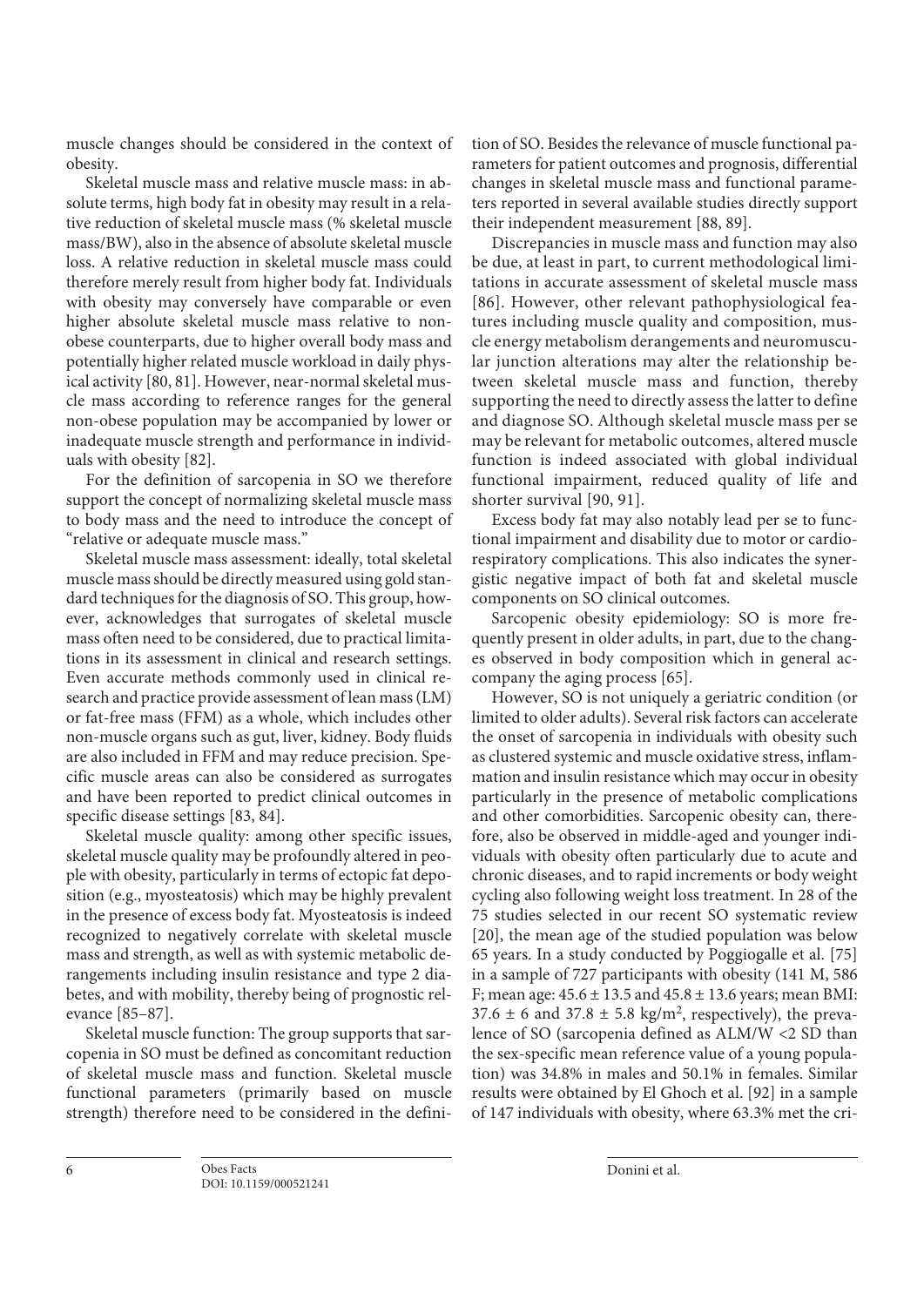muscle changes should be considered in the context of obesity.

Skeletal muscle mass and relative muscle mass: in absolute terms, high body fat in obesity may result in a relative reduction of skeletal muscle mass (% skeletal muscle mass/BW), also in the absence of absolute skeletal muscle loss. A relative reduction in skeletal muscle mass could therefore merely result from higher body fat. Individuals with obesity may conversely have comparable or even higher absolute skeletal muscle mass relative to non-obese counterparts, due to higher overall body mass and potentially higher related muscle workload in daily physical activity [80, 81]. However, near-normal skeletal muscle mass according to reference ranges for the general non-obese population may be accompanied by lower or inadequate muscle strength and performance in individuals with obesity [82].

For the definition of sarcopenia in SO we therefore support the concept of normalizing skeletal muscle mass to body mass and the need to introduce the concept of "relative or adequate muscle mass."

Skeletal muscle mass assessment: ideally, total skeletal muscle mass should be directly measured using gold standard techniques for the diagnosis of SO. This group, however, acknowledges that surrogates of skeletal muscle mass often need to be considered, due to practical limitations in its assessment in clinical and research settings. Even accurate methods commonly used in clinical research and practice provide assessment of lean mass (LM) or fat-free mass (FFM) as a whole, which includes other non-muscle organs such as gut, liver, kidney. Body fluids are also included in FFM and may reduce precision. Specific muscle areas can also be considered as surrogates and have been reported to predict clinical outcomes in specific disease settings [83, 84].

Skeletal muscle quality: among other specific issues, skeletal muscle quality may be profoundly altered in people with obesity, particularly in terms of ectopic fat deposition (e.g., myosteatosis) which may be highly prevalent in the presence of excess body fat. Myosteatosis is indeed recognized to negatively correlate with skeletal muscle mass and strength, as well as with systemic metabolic derangements including insulin resistance and type 2 diabetes, and with mobility, thereby being of prognostic relevance [85–87].

Skeletal muscle function: The group supports that sarcopenia in SO must be defined as concomitant reduction of skeletal muscle mass and function. Skeletal muscle functional parameters (primarily based on muscle strength) therefore need to be considered in the definition of SO. Besides the relevance of muscle functional parameters for patient outcomes and prognosis, differential changes in skeletal muscle mass and functional parameters reported in several available studies directly support their independent measurement [88, 89].

Discrepancies in muscle mass and function may also be due, at least in part, to current methodological limitations in accurate assessment of skeletal muscle mass [86]. However, other relevant pathophysiological features including muscle quality and composition, muscle energy metabolism derangements and neuromuscular junction alterations may alter the relationship between skeletal muscle mass and function, thereby supporting the need to directly assess the latter to define and diagnose SO. Although skeletal muscle mass per se may be relevant for metabolic outcomes, altered muscle function is indeed associated with global individual functional impairment, reduced quality of life and shorter survival [90, 91].

Excess body fat may also notably lead per se to functional impairment and disability due to motor or cardiorespiratory complications. This also indicates the synergistic negative impact of both fat and skeletal muscle components on SO clinical outcomes.

Sarcopenic obesity epidemiology: SO is more frequently present in older adults, in part, due to the changes observed in body composition which in general accompany the aging process [65].

However, SO is not uniquely a geriatric condition (or limited to older adults). Several risk factors can accelerate the onset of sarcopenia in individuals with obesity such as clustered systemic and muscle oxidative stress, inflammation and insulin resistance which may occur in obesity particularly in the presence of metabolic complications and other comorbidities. Sarcopenic obesity can, therefore, also be observed in middle-aged and younger individuals with obesity often particularly due to acute and chronic diseases, and to rapid increments or body weight cycling also following weight loss treatment. In 28 of the 75 studies selected in our recent SO systematic review [20], the mean age of the studied population was below 65 years. In a study conducted by Poggiogalle et al. [75] in a sample of 727 participants with obesity (141 M, 586 F; mean age: 45.6 ± 13.5 and 45.8 ± 13.6 years; mean BMI: 37.6 ± 6 and 37.8 ± 5.8 kg/m$^2$, respectively), the prevalence of SO (sarcopenia defined as ALM/W <2 SD than the sex-specific mean reference value of a young population) was 34.8% in males and 50.1% in females. Similar results were obtained by El Ghoch et al. [92] in a sample of 147 individuals with obesity, where 63.3% met the cri-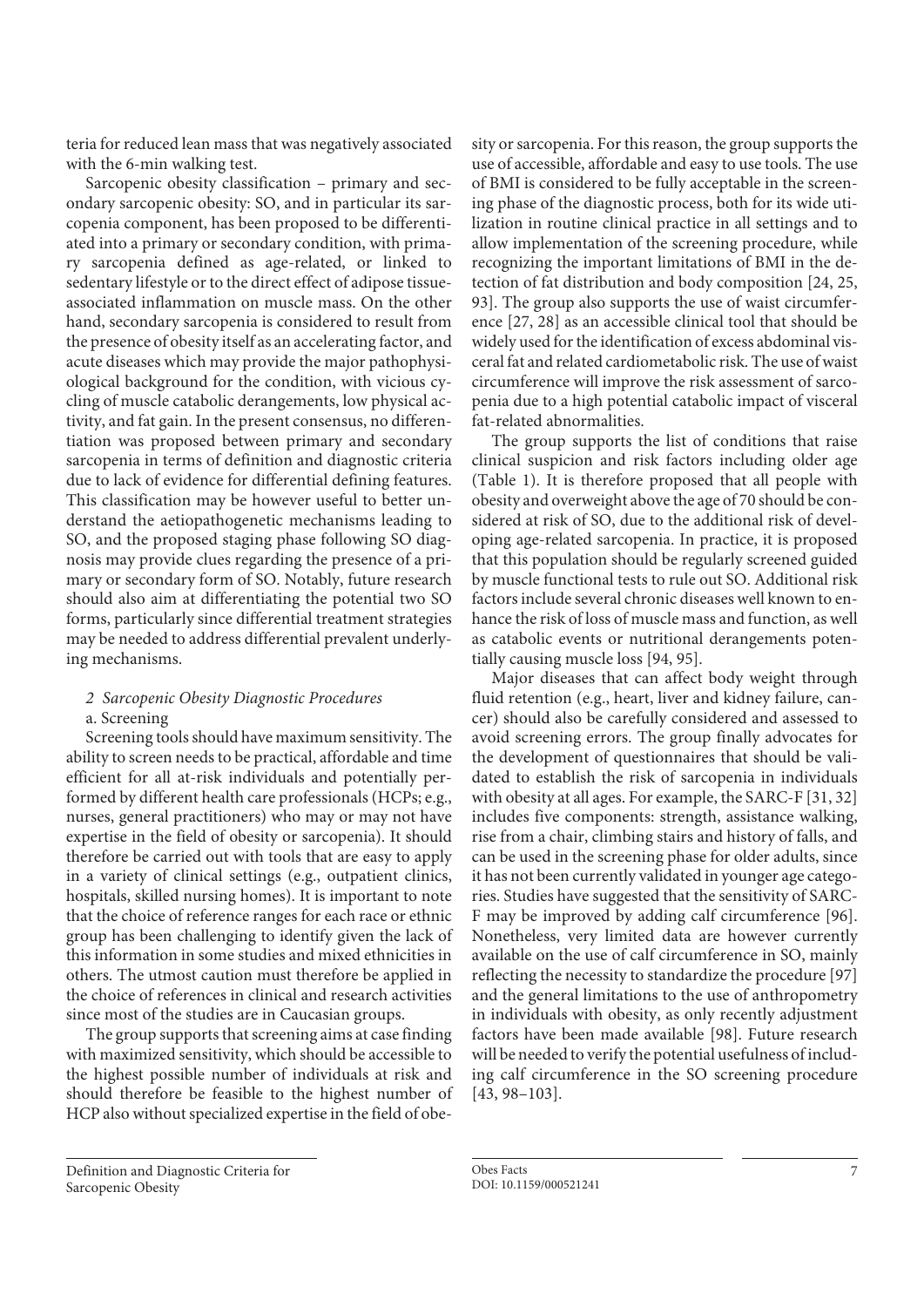teria for reduced lean mass that was negatively associated with the 6-min walking test.

Sarcopenic obesity classification – primary and secondary sarcopenic obesity: SO, and in particular its sarcopenia component, has been proposed to be differentiated into a primary or secondary condition, with primary sarcopenia defined as age-related, or linked to sedentary lifestyle or to the direct effect of adipose tissue-associated inflammation on muscle mass. On the other hand, secondary sarcopenia is considered to result from the presence of obesity itself as an accelerating factor, and acute diseases which may provide the major pathophysiological background for the condition, with vicious cycling of muscle catabolic derangements, low physical activity, and fat gain. In the present consensus, no differentiation was proposed between primary and secondary sarcopenia in terms of definition and diagnostic criteria due to lack of evidence for differential defining features. This classification may be however useful to better understand the aetiopathogenetic mechanisms leading to SO, and the proposed staging phase following SO diagnosis may provide clues regarding the presence of a primary or secondary form of SO. Notably, future research should also aim at differentiating the potential two SO forms, particularly since differential treatment strategies may be needed to address differential prevalent underlying mechanisms.

*2 Sarcopenic Obesity Diagnostic Procedures*

a. Screening

Screening tools should have maximum sensitivity. The ability to screen needs to be practical, affordable and time efficient for all at-risk individuals and potentially performed by different health care professionals (HCPs; e.g., nurses, general practitioners) who may or may not have expertise in the field of obesity or sarcopenia). It should therefore be carried out with tools that are easy to apply in a variety of clinical settings (e.g., outpatient clinics, hospitals, skilled nursing homes). It is important to note that the choice of reference ranges for each race or ethnic group has been challenging to identify given the lack of this information in some studies and mixed ethnicities in others. The utmost caution must therefore be applied in the choice of references in clinical and research activities since most of the studies are in Caucasian groups.

The group supports that screening aims at case finding with maximized sensitivity, which should be accessible to the highest possible number of individuals at risk and should therefore be feasible to the highest number of HCP also without specialized expertise in the field of obesity or sarcopenia. For this reason, the group supports the use of accessible, affordable and easy to use tools. The use of BMI is considered to be fully acceptable in the screening phase of the diagnostic process, both for its wide utilization in routine clinical practice in all settings and to allow implementation of the screening procedure, while recognizing the important limitations of BMI in the detection of fat distribution and body composition [24, 25, 93]. The group also supports the use of waist circumference [27, 28] as an accessible clinical tool that should be widely used for the identification of excess abdominal visceral fat and related cardiometabolic risk. The use of waist circumference will improve the risk assessment of sarcopenia due to a high potential catabolic impact of visceral fat-related abnormalities.

The group supports the list of conditions that raise clinical suspicion and risk factors including older age (Table 1). It is therefore proposed that all people with obesity and overweight above the age of 70 should be considered at risk of SO, due to the additional risk of developing age-related sarcopenia. In practice, it is proposed that this population should be regularly screened guided by muscle functional tests to rule out SO. Additional risk factors include several chronic diseases well known to enhance the risk of loss of muscle mass and function, as well as catabolic events or nutritional derangements potentially causing muscle loss [94, 95].

Major diseases that can affect body weight through fluid retention (e.g., heart, liver and kidney failure, cancer) should also be carefully considered and assessed to avoid screening errors. The group finally advocates for the development of questionnaires that should be validated to establish the risk of sarcopenia in individuals with obesity at all ages. For example, the SARC-F [31, 32] includes five components: strength, assistance walking, rise from a chair, climbing stairs and history of falls, and can be used in the screening phase for older adults, since it has not been currently validated in younger age categories. Studies have suggested that the sensitivity of SARC-F may be improved by adding calf circumference [96]. Nonetheless, very limited data are however currently available on the use of calf circumference in SO, mainly reflecting the necessity to standardize the procedure [97] and the general limitations to the use of anthropometry in individuals with obesity, as only recently adjustment factors have been made available [98]. Future research will be needed to verify the potential usefulness of including calf circumference in the SO screening procedure [43, 98–103].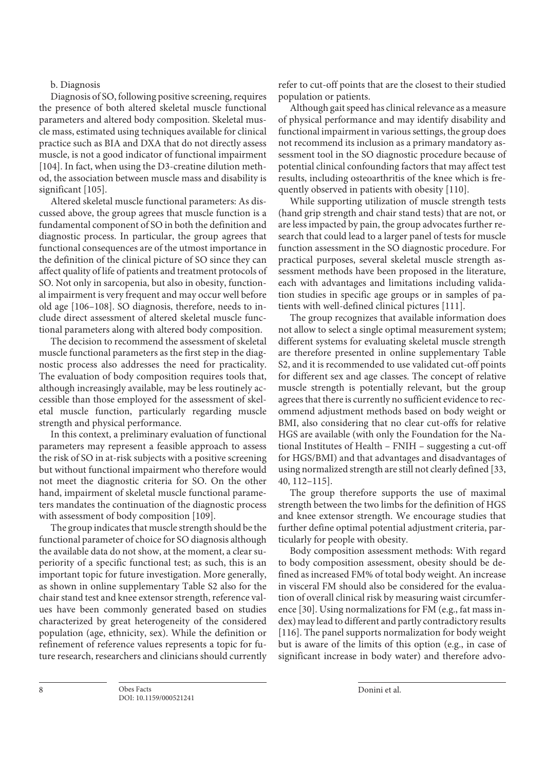b. Diagnosis

Diagnosis of SO, following positive screening, requires the presence of both altered skeletal muscle functional parameters and altered body composition. Skeletal muscle mass, estimated using techniques available for clinical practice such as BIA and DXA that do not directly assess muscle, is not a good indicator of functional impairment [104]. In fact, when using the D3-creatine dilution method, the association between muscle mass and disability is significant [105].

Altered skeletal muscle functional parameters: As discussed above, the group agrees that muscle function is a fundamental component of SO in both the definition and diagnostic process. In particular, the group agrees that functional consequences are of the utmost importance in the definition of the clinical picture of SO since they can affect quality of life of patients and treatment protocols of SO. Not only in sarcopenia, but also in obesity, functional impairment is very frequent and may occur well before old age [106–108]. SO diagnosis, therefore, needs to include direct assessment of altered skeletal muscle functional parameters along with altered body composition.

The decision to recommend the assessment of skeletal muscle functional parameters as the first step in the diagnostic process also addresses the need for practicality. The evaluation of body composition requires tools that, although increasingly available, may be less routinely accessible than those employed for the assessment of skeletal muscle function, particularly regarding muscle strength and physical performance.

In this context, a preliminary evaluation of functional parameters may represent a feasible approach to assess the risk of SO in at-risk subjects with a positive screening but without functional impairment who therefore would not meet the diagnostic criteria for SO. On the other hand, impairment of skeletal muscle functional parameters mandates the continuation of the diagnostic process with assessment of body composition [109].

The group indicates that muscle strength should be the functional parameter of choice for SO diagnosis although the available data do not show, at the moment, a clear superiority of a specific functional test; as such, this is an important topic for future investigation. More generally, as shown in online supplementary Table S2 also for the chair stand test and knee extensor strength, reference values have been commonly generated based on studies characterized by great heterogeneity of the considered population (age, ethnicity, sex). While the definition or refinement of reference values represents a topic for future research, researchers and clinicians should currently refer to cut-off points that are the closest to their studied population or patients.

Although gait speed has clinical relevance as a measure of physical performance and may identify disability and functional impairment in various settings, the group does not recommend its inclusion as a primary mandatory assessment tool in the SO diagnostic procedure because of potential clinical confounding factors that may affect test results, including osteoarthritis of the knee which is frequently observed in patients with obesity [110].

While supporting utilization of muscle strength tests (hand grip strength and chair stand tests) that are not, or are less impacted by pain, the group advocates further research that could lead to a larger panel of tests for muscle function assessment in the SO diagnostic procedure. For practical purposes, several skeletal muscle strength assessment methods have been proposed in the literature, each with advantages and limitations including validation studies in specific age groups or in samples of patients with well-defined clinical pictures [111].

The group recognizes that available information does not allow to select a single optimal measurement system; different systems for evaluating skeletal muscle strength are therefore presented in online supplementary Table S2, and it is recommended to use validated cut-off points for different sex and age classes. The concept of relative muscle strength is potentially relevant, but the group agrees that there is currently no sufficient evidence to recommend adjustment methods based on body weight or BMI, also considering that no clear cut-offs for relative HGS are available (with only the Foundation for the National Institutes of Health – FNIH – suggesting a cut-off for HGS/BMI) and that advantages and disadvantages of using normalized strength are still not clearly defined [33, 40, 112–115].

The group therefore supports the use of maximal strength between the two limbs for the definition of HGS and knee extensor strength. We encourage studies that further define optimal potential adjustment criteria, particularly for people with obesity.

Body composition assessment methods: With regard to body composition assessment, obesity should be defined as increased FM% of total body weight. An increase in visceral FM should also be considered for the evaluation of overall clinical risk by measuring waist circumference [30]. Using normalizations for FM (e.g., fat mass index) may lead to different and partly contradictory results [116]. The panel supports normalization for body weight but is aware of the limits of this option (e.g., in case of significant increase in body water) and therefore advo-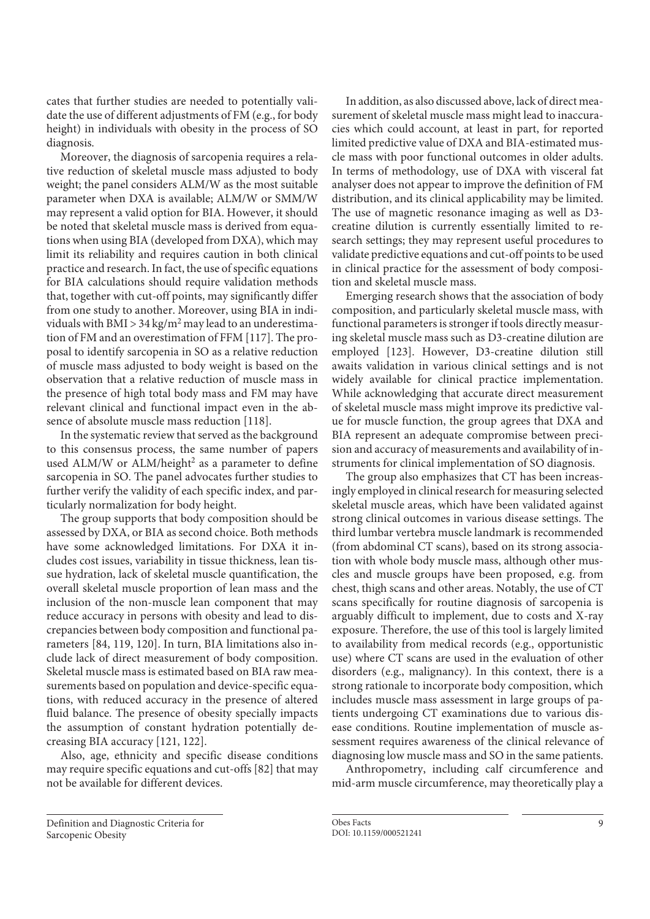cates that further studies are needed to potentially validate the use of different adjustments of FM (e.g., for body height) in individuals with obesity in the process of SO diagnosis.

Moreover, the diagnosis of sarcopenia requires a relative reduction of skeletal muscle mass adjusted to body weight; the panel considers ALM/W as the most suitable parameter when DXA is available; ALM/W or SMM/W may represent a valid option for BIA. However, it should be noted that skeletal muscle mass is derived from equations when using BIA (developed from DXA), which may limit its reliability and requires caution in both clinical practice and research. In fact, the use of specific equations for BIA calculations should require validation methods that, together with cut-off points, may significantly differ from one study to another. Moreover, using BIA in individuals with BMI > 34 kg/m$^2$ may lead to an underestimation of FM and an overestimation of FFM [117]. The proposal to identify sarcopenia in SO as a relative reduction of muscle mass adjusted to body weight is based on the observation that a relative reduction of muscle mass in the presence of high total body mass and FM may have relevant clinical and functional impact even in the absence of absolute muscle mass reduction [118].

In the systematic review that served as the background to this consensus process, the same number of papers used ALM/W or ALM/height$^2$ as a parameter to define sarcopenia in SO. The panel advocates further studies to further verify the validity of each specific index, and particularly normalization for body height.

The group supports that body composition should be assessed by DXA, or BIA as second choice. Both methods have some acknowledged limitations. For DXA it includes cost issues, variability in tissue thickness, lean tissue hydration, lack of skeletal muscle quantification, the overall skeletal muscle proportion of lean mass and the inclusion of the non-muscle lean component that may reduce accuracy in persons with obesity and lead to discrepancies between body composition and functional parameters [84, 119, 120]. In turn, BIA limitations also include lack of direct measurement of body composition. Skeletal muscle mass is estimated based on BIA raw measurements based on population and device-specific equations, with reduced accuracy in the presence of altered fluid balance. The presence of obesity specially impacts the assumption of constant hydration potentially decreasing BIA accuracy [121, 122].

Also, age, ethnicity and specific disease conditions may require specific equations and cut-offs [82] that may not be available for different devices.

In addition, as also discussed above, lack of direct measurement of skeletal muscle mass might lead to inaccuracies which could account, at least in part, for reported limited predictive value of DXA and BIA-estimated muscle mass with poor functional outcomes in older adults. In terms of methodology, use of DXA with visceral fat analyser does not appear to improve the definition of FM distribution, and its clinical applicability may be limited. The use of magnetic resonance imaging as well as D3-creatine dilution is currently essentially limited to research settings; they may represent useful procedures to validate predictive equations and cut-off points to be used in clinical practice for the assessment of body composition and skeletal muscle mass.

Emerging research shows that the association of body composition, and particularly skeletal muscle mass, with functional parameters is stronger if tools directly measuring skeletal muscle mass such as D3-creatine dilution are employed [123]. However, D3-creatine dilution still awaits validation in various clinical settings and is not widely available for clinical practice implementation. While acknowledging that accurate direct measurement of skeletal muscle mass might improve its predictive value for muscle function, the group agrees that DXA and BIA represent an adequate compromise between precision and accuracy of measurements and availability of instruments for clinical implementation of SO diagnosis.

The group also emphasizes that CT has been increasingly employed in clinical research for measuring selected skeletal muscle areas, which have been validated against strong clinical outcomes in various disease settings. The third lumbar vertebra muscle landmark is recommended (from abdominal CT scans), based on its strong association with whole body muscle mass, although other muscles and muscle groups have been proposed, e.g. from chest, thigh scans and other areas. Notably, the use of CT scans specifically for routine diagnosis of sarcopenia is arguably difficult to implement, due to costs and X-ray exposure. Therefore, the use of this tool is largely limited to availability from medical records (e.g., opportunistic use) where CT scans are used in the evaluation of other disorders (e.g., malignancy). In this context, there is a strong rationale to incorporate body composition, which includes muscle mass assessment in large groups of patients undergoing CT examinations due to various disease conditions. Routine implementation of muscle assessment requires awareness of the clinical relevance of diagnosing low muscle mass and SO in the same patients.

Anthropometry, including calf circumference and mid-arm muscle circumference, may theoretically play a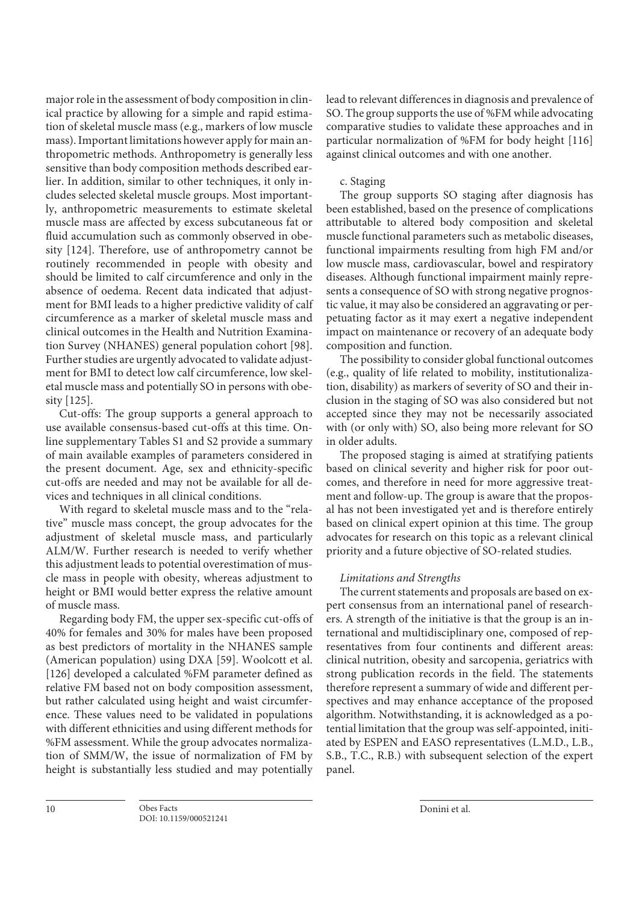major role in the assessment of body composition in clinical practice by allowing for a simple and rapid estimation of skeletal muscle mass (e.g., markers of low muscle mass). Important limitations however apply for main anthropometric methods. Anthropometry is generally less sensitive than body composition methods described earlier. In addition, similar to other techniques, it only includes selected skeletal muscle groups. Most importantly, anthropometric measurements to estimate skeletal muscle mass are affected by excess subcutaneous fat or fluid accumulation such as commonly observed in obesity [124]. Therefore, use of anthropometry cannot be routinely recommended in people with obesity and should be limited to calf circumference and only in the absence of oedema. Recent data indicated that adjustment for BMI leads to a higher predictive validity of calf circumference as a marker of skeletal muscle mass and clinical outcomes in the Health and Nutrition Examination Survey (NHANES) general population cohort [98]. Further studies are urgently advocated to validate adjustment for BMI to detect low calf circumference, low skeletal muscle mass and potentially SO in persons with obesity [125].

Cut-offs: The group supports a general approach to use available consensus-based cut-offs at this time. Online supplementary Tables S1 and S2 provide a summary of main available examples of parameters considered in the present document. Age, sex and ethnicity-specific cut-offs are needed and may not be available for all devices and techniques in all clinical conditions.

With regard to skeletal muscle mass and to the "relative" muscle mass concept, the group advocates for the adjustment of skeletal muscle mass, and particularly ALM/W. Further research is needed to verify whether this adjustment leads to potential overestimation of muscle mass in people with obesity, whereas adjustment to height or BMI would better express the relative amount of muscle mass.

Regarding body FM, the upper sex-specific cut-offs of 40% for females and 30% for males have been proposed as best predictors of mortality in the NHANES sample (American population) using DXA [59]. Woolcott et al. [126] developed a calculated %FM parameter defined as relative FM based not on body composition assessment, but rather calculated using height and waist circumference. These values need to be validated in populations with different ethnicities and using different methods for %FM assessment. While the group advocates normalization of SMM/W, the issue of normalization of FM by height is substantially less studied and may potentially lead to relevant differences in diagnosis and prevalence of SO. The group supports the use of %FM while advocating comparative studies to validate these approaches and in particular normalization of %FM for body height [116] against clinical outcomes and with one another.

c. Staging

The group supports SO staging after diagnosis has been established, based on the presence of complications attributable to altered body composition and skeletal muscle functional parameters such as metabolic diseases, functional impairments resulting from high FM and/or low muscle mass, cardiovascular, bowel and respiratory diseases. Although functional impairment mainly represents a consequence of SO with strong negative prognostic value, it may also be considered an aggravating or perpetuating factor as it may exert a negative independent impact on maintenance or recovery of an adequate body composition and function.

The possibility to consider global functional outcomes (e.g., quality of life related to mobility, institutionalization, disability) as markers of severity of SO and their inclusion in the staging of SO was also considered but not accepted since they may not be necessarily associated with (or only with) SO, also being more relevant for SO in older adults.

The proposed staging is aimed at stratifying patients based on clinical severity and higher risk for poor outcomes, and therefore in need for more aggressive treatment and follow-up. The group is aware that the proposal has not been investigated yet and is therefore entirely based on clinical expert opinion at this time. The group advocates for research on this topic as a relevant clinical priority and a future objective of SO-related studies.

*Limitations and Strengths*

The current statements and proposals are based on expert consensus from an international panel of researchers. A strength of the initiative is that the group is an international and multidisciplinary one, composed of representatives from four continents and different areas: clinical nutrition, obesity and sarcopenia, geriatrics with strong publication records in the field. The statements therefore represent a summary of wide and different perspectives and may enhance acceptance of the proposed algorithm. Notwithstanding, it is acknowledged as a potential limitation that the group was self-appointed, initiated by ESPEN and EASO representatives (L.M.D., L.B., S.B., T.C., R.B.) with subsequent selection of the expert panel.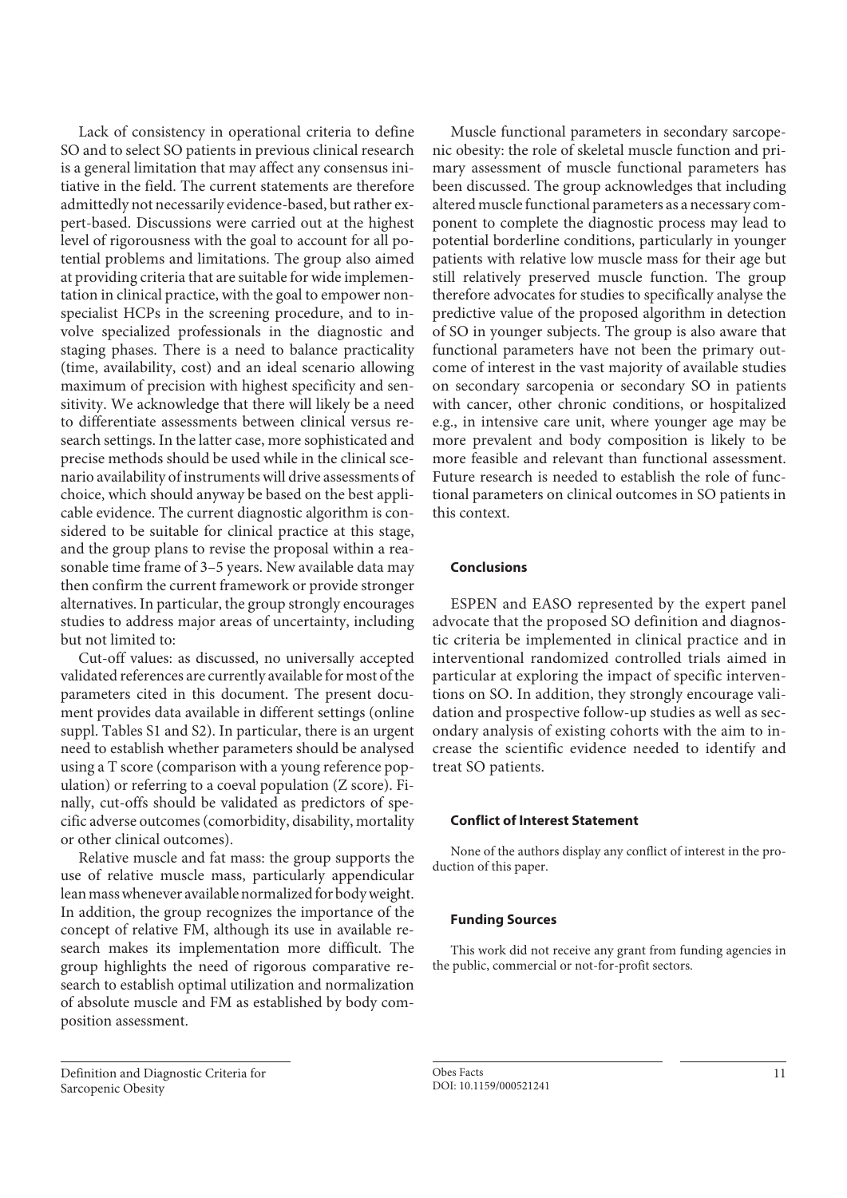Lack of consistency in operational criteria to define SO and to select SO patients in previous clinical research is a general limitation that may affect any consensus initiative in the field. The current statements are therefore admittedly not necessarily evidence-based, but rather expert-based. Discussions were carried out at the highest level of rigorousness with the goal to account for all potential problems and limitations. The group also aimed at providing criteria that are suitable for wide implementation in clinical practice, with the goal to empower non-specialist HCPs in the screening procedure, and to involve specialized professionals in the diagnostic and staging phases. There is a need to balance practicality (time, availability, cost) and an ideal scenario allowing maximum of precision with highest specificity and sensitivity. We acknowledge that there will likely be a need to differentiate assessments between clinical versus research settings. In the latter case, more sophisticated and precise methods should be used while in the clinical scenario availability of instruments will drive assessments of choice, which should anyway be based on the best applicable evidence. The current diagnostic algorithm is considered to be suitable for clinical practice at this stage, and the group plans to revise the proposal within a reasonable time frame of 3–5 years. New available data may then confirm the current framework or provide stronger alternatives. In particular, the group strongly encourages studies to address major areas of uncertainty, including but not limited to:

Cut-off values: as discussed, no universally accepted validated references are currently available for most of the parameters cited in this document. The present document provides data available in different settings (online suppl. Tables S1 and S2). In particular, there is an urgent need to establish whether parameters should be analysed using a T score (comparison with a young reference population) or referring to a coeval population (Z score). Finally, cut-offs should be validated as predictors of specific adverse outcomes (comorbidity, disability, mortality or other clinical outcomes).

Relative muscle and fat mass: the group supports the use of relative muscle mass, particularly appendicular lean mass whenever available normalized for body weight. In addition, the group recognizes the importance of the concept of relative FM, although its use in available research makes its implementation more difficult. The group highlights the need of rigorous comparative research to establish optimal utilization and normalization of absolute muscle and FM as established by body composition assessment.

Muscle functional parameters in secondary sarcopenic obesity: the role of skeletal muscle function and primary assessment of muscle functional parameters has been discussed. The group acknowledges that including altered muscle functional parameters as a necessary component to complete the diagnostic process may lead to potential borderline conditions, particularly in younger patients with relative low muscle mass for their age but still relatively preserved muscle function. The group therefore advocates for studies to specifically analyse the predictive value of the proposed algorithm in detection of SO in younger subjects. The group is also aware that functional parameters have not been the primary outcome of interest in the vast majority of available studies on secondary sarcopenia or secondary SO in patients with cancer, other chronic conditions, or hospitalized e.g., in intensive care unit, where younger age may be more prevalent and body composition is likely to be more feasible and relevant than functional assessment. Future research is needed to establish the role of functional parameters on clinical outcomes in SO patients in this context.

## Conclusions

ESPEN and EASO represented by the expert panel advocate that the proposed SO definition and diagnostic criteria be implemented in clinical practice and in interventional randomized controlled trials aimed in particular at exploring the impact of specific interventions on SO. In addition, they strongly encourage validation and prospective follow-up studies as well as secondary analysis of existing cohorts with the aim to increase the scientific evidence needed to identify and treat SO patients.

## Conflict of Interest Statement

None of the authors display any conflict of interest in the production of this paper.

## Funding Sources

This work did not receive any grant from funding agencies in the public, commercial or not-for-profit sectors.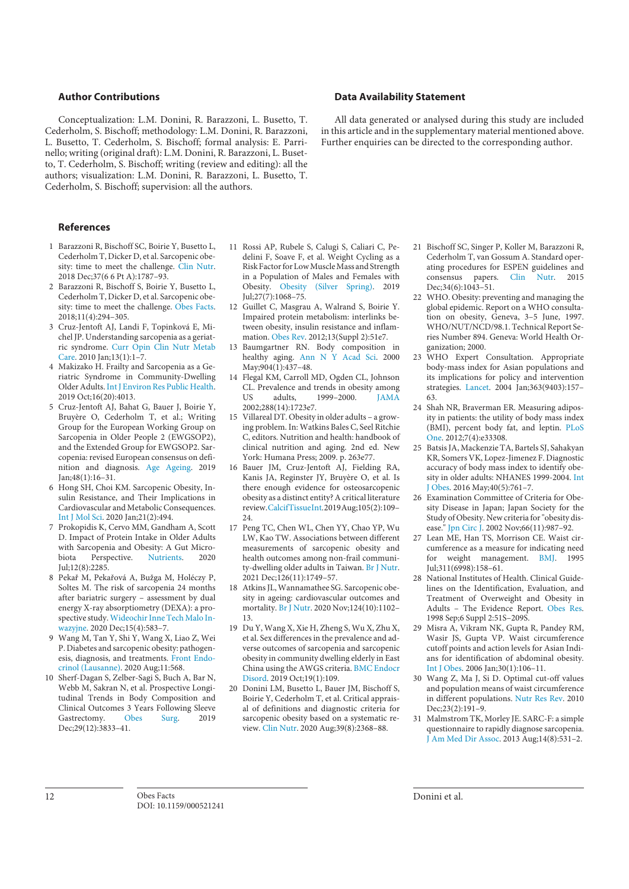## Author Contributions

Conceptualization: L.M. Donini, R. Barazzoni, L. Busetto, T. Cederholm, S. Bischoff; methodology: L.M. Donini, R. Barazzoni, L. Busetto, T. Cederholm, S. Bischoff; formal analysis: E. Parrinello; writing (original draft): L.M. Donini, R. Barazzoni, L. Busetto, T. Cederholm, S. Bischoff; writing (review and editing): all the authors; visualization: L.M. Donini, R. Barazzoni, L. Busetto, T. Cederholm, S. Bischoff; supervision: all the authors.

## Data Availability Statement

All data generated or analysed during this study are included in this article and in the supplementary material mentioned above. Further enquiries can be directed to the corresponding author.

## References

1. Barazzoni R, Bischoff SC, Boirie Y, Busetto L, Cederholm T, Dicker D, et al. Sarcopenic obesity: time to meet the challenge. Clin Nutr. 2018 Dec;37(6 Pt A):1787–93.
2. Barazzoni R, Bischoff S, Boirie Y, Busetto L, Cederholm T, Dicker D, et al. Sarcopenic obesity: time to meet the challenge. Obes Facts. 2018;11(4):294–305.
3. Cruz-Jentoft AJ, Landi F, Topinková E, Michel JP. Understanding sarcopenia as a geriatric syndrome. Curr Opin Clin Nutr Metab Care. 2010 Jan;13(1):1–7.
4. Makizako H. Frailty and Sarcopenia as a Geriatric Syndrome in Community-Dwelling Older Adults. Int J Environ Res Public Health. 2019 Oct;16(20):4013.
5. Cruz-Jentoft AJ, Bahat G, Bauer J, Boirie Y, Bruyère O, Cederholm T, et al.; Writing Group for the European Working Group on Sarcopenia in Older People 2 (EWGSOP2), and the Extended Group for EWGSOP2. Sarcopenia: revised European consensus on definition and diagnosis. Age Ageing. 2019 Jan;48(1):16–31.
6. Hong SH, Choi KM. Sarcopenic Obesity, Insulin Resistance, and Their Implications in Cardiovascular and Metabolic Consequences. Int J Mol Sci. 2020 Jan;21(2):494.
7. Prokopidis K, Cervo MM, Gandham A, Scott D. Impact of Protein Intake in Older Adults with Sarcopenia and Obesity: A Gut Microbiota Perspective. Nutrients. 2020 Jul;12(8):2285.
8. Pekař M, Pekařová A, Bužga M, Holéczy P, Soltes M. The risk of sarcopenia 24 months after bariatric surgery – assessment by dual energy X-ray absorptiometry (DEXA): a prospective study. Wideochir Inne Tech Malo Inwazyjne. 2020 Dec;15(4):583–7.
9. Wang M, Tan Y, Shi Y, Wang X, Liao Z, Wei P. Diabetes and sarcopenic obesity: pathogenesis, diagnosis, and treatments. Front Endocrinol (Lausanne). 2020 Aug;11:568.
10. Sherf-Dagan S, Zelber-Sagi S, Buch A, Bar N, Webb M, Sakran N, et al. Prospective Longitudinal Trends in Body Composition and Clinical Outcomes 3 Years Following Sleeve Gastrectomy. Obes Surg. 2019 Dec;29(12):3833–41.
11. Rossi AP, Rubele S, Calugi S, Caliari C, Pedelini F, Soave F, et al. Weight Cycling as a Risk Factor for Low Muscle Mass and Strength in a Population of Males and Females with Obesity. Obesity (Silver Spring). 2019 Jul;27(7):1068–75.
12. Guillet C, Masgrau A, Walrand S, Boirie Y. Impaired protein metabolism: interlinks between obesity, insulin resistance and inflammation. Obes Rev. 2012;13(Suppl 2):51e7.
13. Baumgartner RN. Body composition in healthy aging. Ann N Y Acad Sci. 2000 May;904(1):437–48.
14. Flegal KM, Carroll MD, Ogden CL, Johnson CL. Prevalence and trends in obesity among US adults, 1999–2000. JAMA 2002;288(14):1723e7.
15. Villareal DT. Obesity in older adults – a growing problem. In: Watkins Bales C, Seel Ritchie C, editors. Nutrition and health: handbook of clinical nutrition and aging. 2nd ed. New York: Humana Press; 2009. p. 263e77.
16. Bauer JM, Cruz-Jentoft AJ, Fielding RA, Kanis JA, Reginster JY, Bruyère O, et al. Is there enough evidence for osteosarcopenic obesity as a distinct entity? A critical literature review. Calcif Tissue Int. 2019 Aug;105(2):109–24.
17. Peng TC, Chen WL, Chen YY, Chao YP, Wu LW, Kao TW. Associations between different measurements of sarcopenic obesity and health outcomes among non-frail community-dwelling older adults in Taiwan. Br J Nutr. 2021 Dec;126(11):1749–57.
18. Atkins JL, Wannamathee SG. Sarcopenic obesity in ageing: cardiovascular outcomes and mortality. Br J Nutr. 2020 Nov;124(10):1102–13.
19. Du Y, Wang X, Xie H, Zheng S, Wu X, Zhu X, et al. Sex differences in the prevalence and adverse outcomes of sarcopenia and sarcopenic obesity in community dwelling elderly in East China using the AWGS criteria. BMC Endocr Disord. 2019 Oct;19(1):109.
20. Donini LM, Busetto L, Bauer JM, Bischoff S, Boirie Y, Cederholm T, et al. Critical appraisal of definitions and diagnostic criteria for sarcopenic obesity based on a systematic review. Clin Nutr. 2020 Aug;39(8):2368–88.
21. Bischoff SC, Singer P, Koller M, Barazzoni R, Cederholm T, van Gossum A. Standard operating procedures for ESPEN guidelines and consensus papers. Clin Nutr. 2015 Dec;34(6):1043–51.
22. WHO. Obesity: preventing and managing the global epidemic. Report on a WHO consultation on obesity, Geneva, 3–5 June, 1997. WHO/NUT/NCD/98.1. Technical Report Series Number 894. Geneva: World Health Organization; 2000.
23. WHO Expert Consultation. Appropriate body-mass index for Asian populations and its implications for policy and intervention strategies. Lancet. 2004 Jan;363(9403):157–63.
24. Shah NR, Braverman ER. Measuring adiposity in patients: the utility of body mass index (BMI), percent body fat, and leptin. PLoS One. 2012;7(4):e33308.
25. Batsis JA, Mackenzie TA, Bartels SJ, Sahakyan KR, Somers VK, Lopez-Jimenez F. Diagnostic accuracy of body mass index to identify obesity in older adults: NHANES 1999-2004. Int J Obes. 2016 May;40(5):761–7.
26. Examination Committee of Criteria for Obesity Disease in Japan; Japan Society for the Study of Obesity. New criteria for "obesity disease." Jpn Circ J. 2002 Nov;66(11):987–92.
27. Lean ME, Han TS, Morrison CE. Waist circumference as a measure for indicating need for weight management. BMJ. 1995 Jul;311(6998):158–61.
28. National Institutes of Health. Clinical Guidelines on the Identification, Evaluation, and Treatment of Overweight and Obesity in Adults – The Evidence Report. Obes Res. 1998 Sep;6 Suppl 2:51S–209S.
29. Misra A, Vikram NK, Gupta R, Pandey RM, Wasir JS, Gupta VP. Waist circumference cutoff points and action levels for Asian Indians for identification of abdominal obesity. Int J Obes. 2006 Jan;30(1):106–11.
30. Wang Z, Ma J, Si D. Optimal cut-off values and population means of waist circumference in different populations. Nutr Res Rev. 2010 Dec;23(2):191–9.
31. Malmstrom TK, Morley JE. SARC-F: a simple questionnaire to rapidly diagnose sarcopenia. J Am Med Dir Assoc. 2013 Aug;14(8):531–2.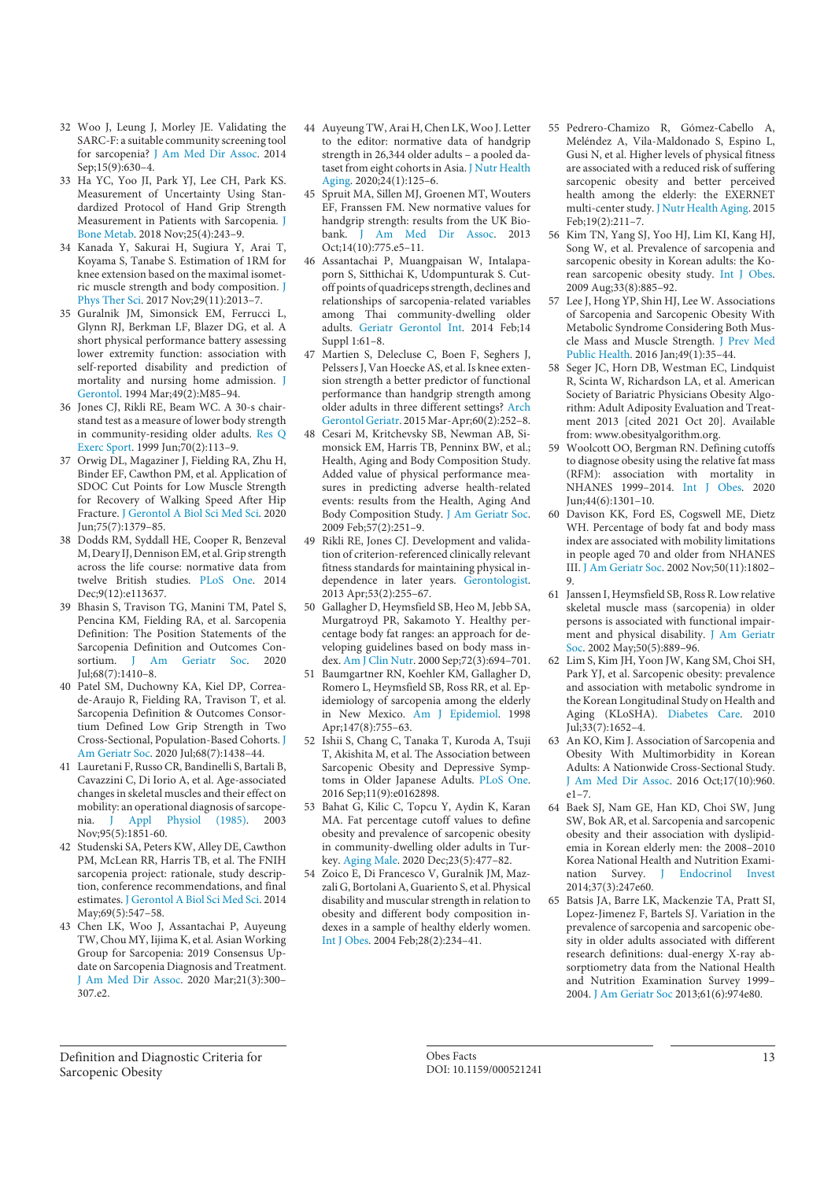32 Woo J, Leung J, Morley JE. Validating the SARC-F: a suitable community screening tool for sarcopenia? J Am Med Dir Assoc. 2014 Sep;15(9):630–4.

33 Ha YC, Yoo JI, Park YJ, Lee CH, Park KS. Measurement of Uncertainty Using Standardized Protocol of Hand Grip Strength Measurement in Patients with Sarcopenia. J Bone Metab. 2018 Nov;25(4):243–9.

34 Kanada Y, Sakurai H, Sugiura Y, Arai T, Koyama S, Tanabe S. Estimation of 1RM for knee extension based on the maximal isometric muscle strength and body composition. J Phys Ther Sci. 2017 Nov;29(11):2013–7.

35 Guralnik JM, Simonsick EM, Ferrucci L, Glynn RJ, Berkman LF, Blazer DG, et al. A short physical performance battery assessing lower extremity function: association with self-reported disability and prediction of mortality and nursing home admission. J Gerontol. 1994 Mar;49(2):M85–94.

36 Jones CJ, Rikli RE, Beam WC. A 30-s chair-stand test as a measure of lower body strength in community-residing older adults. Res Q Exerc Sport. 1999 Jun;70(2):113–9.

37 Orwig DL, Magaziner J, Fielding RA, Zhu H, Binder EF, Cawthon PM, et al. Application of SDOC Cut Points for Low Muscle Strength for Recovery of Walking Speed After Hip Fracture. J Gerontol A Biol Sci Med Sci. 2020 Jun;75(7):1379–85.

38 Dodds RM, Syddall HE, Cooper R, Benzeval M, Deary IJ, Dennison EM, et al. Grip strength across the life course: normative data from twelve British studies. PLoS One. 2014 Dec;9(12):e113637.

39 Bhasin S, Travison TG, Manini TM, Patel S, Pencina KM, Fielding RA, et al. Sarcopenia Definition: The Position Statements of the Sarcopenia Definition and Outcomes Consortium. J Am Geriatr Soc. 2020 Jul;68(7):1410–8.

40 Patel SM, Duchowny KA, Kiel DP, Correa-de-Araujo R, Fielding RA, Travison T, et al. Sarcopenia Definition & Outcomes Consortium Defined Low Grip Strength in Two Cross-Sectional, Population-Based Cohorts. J Am Geriatr Soc. 2020 Jul;68(7):1438–44.

41 Lauretani F, Russo CR, Bandinelli S, Bartali B, Cavazzini C, Di Iorio A, et al. Age-associated changes in skeletal muscles and their effect on mobility: an operational diagnosis of sarcopenia. J Appl Physiol (1985). 2003 Nov;95(5):1851-60.

42 Studenski SA, Peters KW, Alley DE, Cawthon PM, McLean RR, Harris TB, et al. The FNIH sarcopenia project: rationale, study description, conference recommendations, and final estimates. J Gerontol A Biol Sci Med Sci. 2014 May;69(5):547–58.

43 Chen LK, Woo J, Assantachai P, Auyeung TW, Chou MY, Iijima K, et al. Asian Working Group for Sarcopenia: 2019 Consensus Update on Sarcopenia Diagnosis and Treatment. J Am Med Dir Assoc. 2020 Mar;21(3):300–307.e2.

44 Auyeung TW, Arai H, Chen LK, Woo J. Letter to the editor: normative data of handgrip strength in 26,344 older adults – a pooled dataset from eight cohorts in Asia. J Nutr Health Aging. 2020;24(1):125–6.

45 Spruit MA, Sillen MJ, Groenen MT, Wouters EF, Franssen FM. New normative values for handgrip strength: results from the UK Biobank. J Am Med Dir Assoc. 2013 Oct;14(10):775.e5–11.

46 Assantachai P, Muangpaisan W, Intalapaporn S, Sitthichai K, Udompunturak S. Cut-off points of quadriceps strength, declines and relationships of sarcopenia-related variables among Thai community-dwelling older adults. Geriatr Gerontol Int. 2014 Feb;14 Suppl 1:61–8.

47 Martien S, Delecluse C, Boen F, Seghers J, Pelssers J, Van Hoecke AS, et al. Is knee extension strength a better predictor of functional performance than handgrip strength among older adults in three different settings? Arch Gerontol Geriatr. 2015 Mar-Apr;60(2):252–8.

48 Cesari M, Kritchevsky SB, Newman AB, Simonsick EM, Harris TB, Penninx BW, et al.; Health, Aging and Body Composition Study. Added value of physical performance measures in predicting adverse health-related events: results from the Health, Aging And Body Composition Study. J Am Geriatr Soc. 2009 Feb;57(2):251–9.

49 Rikli RE, Jones CJ. Development and validation of criterion-referenced clinically relevant fitness standards for maintaining physical independence in later years. Gerontologist. 2013 Apr;53(2):255–67.

50 Gallagher D, Heymsfield SB, Heo M, Jebb SA, Murgatroyd PR, Sakamoto Y. Healthy percentage body fat ranges: an approach for developing guidelines based on body mass index. Am J Clin Nutr. 2000 Sep;72(3):694–701.

51 Baumgartner RN, Koehler KM, Gallagher D, Romero L, Heymsfield SB, Ross RR, et al. Epidemiology of sarcopenia among the elderly in New Mexico. Am J Epidemiol. 1998 Apr;147(8):755–63.

52 Ishii S, Chang C, Tanaka T, Kuroda A, Tsuji T, Akishita M, et al. The Association between Sarcopenic Obesity and Depressive Symptoms in Older Japanese Adults. PLoS One. 2016 Sep;11(9):e0162898.

53 Bahat G, Kilic C, Topcu Y, Aydin K, Karan MA. Fat percentage cutoff values to define obesity and prevalence of sarcopenic obesity in community-dwelling older adults in Turkey. Aging Male. 2020 Dec;23(5):477–82.

54 Zoico E, Di Francesco V, Guralnik JM, Mazzali G, Bortolani A, Guariento S, et al. Physical disability and muscular strength in relation to obesity and different body composition indexes in a sample of healthy elderly women. Int J Obes. 2004 Feb;28(2):234–41.

55 Pedrero-Chamizo R, Gómez-Cabello A, Meléndez A, Vila-Maldonado S, Espino L, Gusi N, et al. Higher levels of physical fitness are associated with a reduced risk of suffering sarcopenic obesity and better perceived health among the elderly: the EXERNET multi-center study. J Nutr Health Aging. 2015 Feb;19(2):211–7.

56 Kim TN, Yang SJ, Yoo HJ, Lim KI, Kang HJ, Song W, et al. Prevalence of sarcopenia and sarcopenic obesity in Korean adults: the Korean sarcopenic obesity study. Int J Obes. 2009 Aug;33(8):885–92.

57 Lee J, Hong YP, Shin HJ, Lee W. Associations of Sarcopenia and Sarcopenic Obesity With Metabolic Syndrome Considering Both Muscle Mass and Muscle Strength. J Prev Med Public Health. 2016 Jan;49(1):35–44.

58 Seger JC, Horn DB, Westman EC, Lindquist R, Scinta W, Richardson LA, et al. American Society of Bariatric Physicians Obesity Algorithm: Adult Adiposity Evaluation and Treatment 2013 [cited 2021 Oct 20]. Available from: www.obesityalgorithm.org.

59 Woolcott OO, Bergman RN. Defining cutoffs to diagnose obesity using the relative fat mass (RFM): association with mortality in NHANES 1999–2014. Int J Obes. 2020 Jun;44(6):1301–10.

60 Davison KK, Ford ES, Cogswell ME, Dietz WH. Percentage of body fat and body mass index are associated with mobility limitations in people aged 70 and older from NHANES III. J Am Geriatr Soc. 2002 Nov;50(11):1802–9.

61 Janssen I, Heymsfield SB, Ross R. Low relative skeletal muscle mass (sarcopenia) in older persons is associated with functional impairment and physical disability. J Am Geriatr Soc. 2002 May;50(5):889–96.

62 Lim S, Kim JH, Yoon JW, Kang SM, Choi SH, Park YJ, et al. Sarcopenic obesity: prevalence and association with metabolic syndrome in the Korean Longitudinal Study on Health and Aging (KLoSHA). Diabetes Care. 2010 Jul;33(7):1652–4.

63 An KO, Kim J. Association of Sarcopenia and Obesity With Multimorbidity in Korean Adults: A Nationwide Cross-Sectional Study. J Am Med Dir Assoc. 2016 Oct;17(10):960.e1–7.

64 Baek SJ, Nam GE, Han KD, Choi SW, Jung SW, Bok AR, et al. Sarcopenia and sarcopenic obesity and their association with dyslipidemia in Korean elderly men: the 2008–2010 Korea National Health and Nutrition Examination Survey. J Endocrinol Invest 2014;37(3):247e60.

65 Batsis JA, Barre LK, Mackenzie TA, Pratt SI, Lopez-Jimenez F, Bartels SJ. Variation in the prevalence of sarcopenia and sarcopenic obesity in older adults associated with different research definitions: dual-energy X-ray absorptiometry data from the National Health and Nutrition Examination Survey 1999–2004. J Am Geriatr Soc 2013;61(6):974e80.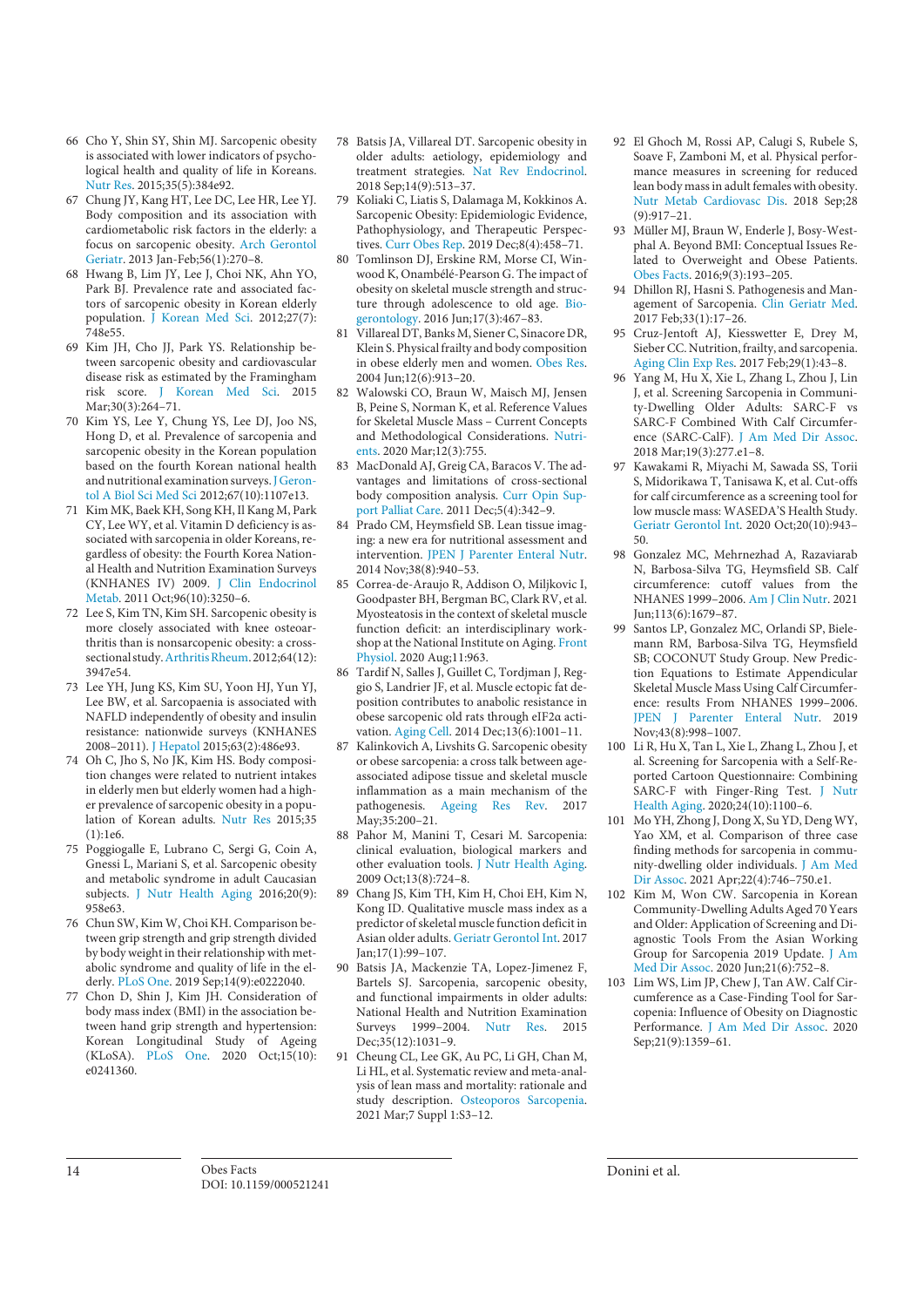66 Cho Y, Shin SY, Shin MJ. Sarcopenic obesity is associated with lower indicators of psychological health and quality of life in Koreans. Nutr Res. 2015;35(5):384e92.

67 Chung JY, Kang HT, Lee DC, Lee HR, Lee YJ. Body composition and its association with cardiometabolic risk factors in the elderly: a focus on sarcopenic obesity. Arch Gerontol Geriatr. 2013 Jan-Feb;56(1):270–8.

68 Hwang B, Lim JY, Lee J, Choi NK, Ahn YO, Park BJ. Prevalence rate and associated factors of sarcopenic obesity in Korean elderly population. J Korean Med Sci. 2012;27(7):748e55.

69 Kim JH, Cho JJ, Park YS. Relationship between sarcopenic obesity and cardiovascular disease risk as estimated by the Framingham risk score. J Korean Med Sci. 2015 Mar;30(3):264–71.

70 Kim YS, Lee Y, Chung YS, Lee DJ, Joo NS, Hong D, et al. Prevalence of sarcopenia and sarcopenic obesity in the Korean population based on the fourth Korean national health and nutritional examination surveys. J Gerontol A Biol Sci Med Sci 2012;67(10):1107e13.

71 Kim MK, Baek KH, Song KH, Il Kang M, Park CY, Lee WY, et al. Vitamin D deficiency is associated with sarcopenia in older Koreans, regardless of obesity: the Fourth Korea National Health and Nutrition Examination Surveys (KNHANES IV) 2009. J Clin Endocrinol Metab. 2011 Oct;96(10):3250–6.

72 Lee S, Kim TN, Kim SH. Sarcopenic obesity is more closely associated with knee osteoarthritis than is nonsarcopenic obesity: a cross-sectional study. Arthritis Rheum. 2012;64(12):3947e54.

73 Lee YH, Jung KS, Kim SU, Yoon HJ, Yun YJ, Lee BW, et al. Sarcopaenia is associated with NAFLD independently of obesity and insulin resistance: nationwide surveys (KNHANES 2008–2011). J Hepatol 2015;63(2):486e93.

74 Oh C, Jho S, No JK, Kim HS. Body composition changes were related to nutrient intakes in elderly men but elderly women had a higher prevalence of sarcopenic obesity in a population of Korean adults. Nutr Res 2015;35(1):1e6.

75 Poggiogalle E, Lubrano C, Sergi G, Coin A, Gnessi L, Mariani S, et al. Sarcopenic obesity and metabolic syndrome in adult Caucasian subjects. J Nutr Health Aging 2016;20(9):958e63.

76 Chun SW, Kim W, Choi KH. Comparison between grip strength and grip strength divided by body weight in their relationship with metabolic syndrome and quality of life in the elderly. PLoS One. 2019 Sep;14(9):e0222040.

77 Chon D, Shin J, Kim JH. Consideration of body mass index (BMI) in the association between hand grip strength and hypertension: Korean Longitudinal Study of Ageing (KLoSA). PLoS One. 2020 Oct;15(10):e0241360.

78 Batsis JA, Villareal DT. Sarcopenic obesity in older adults: aetiology, epidemiology and treatment strategies. Nat Rev Endocrinol. 2018 Sep;14(9):513–37.

79 Koliaki C, Liatis S, Dalamaga M, Kokkinos A. Sarcopenic Obesity: Epidemiologic Evidence, Pathophysiology, and Therapeutic Perspectives. Curr Obes Rep. 2019 Dec;8(4):458–71.

80 Tomlinson DJ, Erskine RM, Morse CI, Winwood K, Onambélé-Pearson G. The impact of obesity on skeletal muscle strength and structure through adolescence to old age. Biogerontology. 2016 Jun;17(3):467–83.

81 Villareal DT, Banks M, Siener C, Sinacore DR, Klein S. Physical frailty and body composition in obese elderly men and women. Obes Res. 2004 Jun;12(6):913–20.

82 Walowski CO, Braun W, Maisch MJ, Jensen B, Peine S, Norman K, et al. Reference Values for Skeletal Muscle Mass – Current Concepts and Methodological Considerations. Nutrients. 2020 Mar;12(3):755.

83 MacDonald AJ, Greig CA, Baracos V. The advantages and limitations of cross-sectional body composition analysis. Curr Opin Support Palliat Care. 2011 Dec;5(4):342–9.

84 Prado CM, Heymsfield SB. Lean tissue imaging: a new era for nutritional assessment and intervention. JPEN J Parenter Enteral Nutr. 2014 Nov;38(8):940–53.

85 Correa-de-Araujo R, Addison O, Miljkovic I, Goodpaster BH, Bergman BC, Clark RV, et al. Myosteatosis in the context of skeletal muscle function deficit: an interdisciplinary workshop at the National Institute on Aging. Front Physiol. 2020 Aug;11:963.

86 Tardif N, Salles J, Guillet C, Tordjman J, Reggio S, Landrier JF, et al. Muscle ectopic fat deposition contributes to anabolic resistance in obese sarcopenic old rats through eIF2α activation. Aging Cell. 2014 Dec;13(6):1001–11.

87 Kalinkovich A, Livshits G. Sarcopenic obesity or obese sarcopenia: a cross talk between age-associated adipose tissue and skeletal muscle inflammation as a main mechanism of the pathogenesis. Ageing Res Rev. 2017 May;35:200–21.

88 Pahor M, Manini T, Cesari M. Sarcopenia: clinical evaluation, biological markers and other evaluation tools. J Nutr Health Aging. 2009 Oct;13(8):724–8.

89 Chang JS, Kim TH, Kim H, Choi EH, Kim N, Kong ID. Qualitative muscle mass index as a predictor of skeletal muscle function deficit in Asian older adults. Geriatr Gerontol Int. 2017 Jan;17(1):99–107.

90 Batsis JA, Mackenzie TA, Lopez-Jimenez F, Bartels SJ. Sarcopenia, sarcopenic obesity, and functional impairments in older adults: National Health and Nutrition Examination Surveys 1999–2004. Nutr Res. 2015 Dec;35(12):1031–9.

91 Cheung CL, Lee GK, Au PC, Li GH, Chan M, Li HL, et al. Systematic review and meta-analysis of lean mass and mortality: rationale and study description. Osteoporos Sarcopenia. 2021 Mar;7 Suppl 1:S3–12.

92 El Ghoch M, Rossi AP, Calugi S, Rubele S, Soave F, Zamboni M, et al. Physical performance measures in screening for reduced lean body mass in adult females with obesity. Nutr Metab Cardiovasc Dis. 2018 Sep;28(9):917–21.

93 Müller MJ, Braun W, Enderle J, Bosy-Westphal A. Beyond BMI: Conceptual Issues Related to Overweight and Obese Patients. Obes Facts. 2016;9(3):193–205.

94 Dhillon RJ, Hasni S. Pathogenesis and Management of Sarcopenia. Clin Geriatr Med. 2017 Feb;33(1):17–26.

95 Cruz-Jentoft AJ, Kiesswetter E, Drey M, Sieber CC. Nutrition, frailty, and sarcopenia. Aging Clin Exp Res. 2017 Feb;29(1):43–8.

96 Yang M, Hu X, Xie L, Zhang L, Zhou J, Lin J, et al. Screening Sarcopenia in Community-Dwelling Older Adults: SARC-F vs SARC-F Combined With Calf Circumference (SARC-CalF). J Am Med Dir Assoc. 2018 Mar;19(3):277.e1–8.

97 Kawakami R, Miyachi M, Sawada SS, Torii S, Midorikawa T, Tanisawa K, et al. Cut-offs for calf circumference as a screening tool for low muscle mass: WASEDA'S Health Study. Geriatr Gerontol Int. 2020 Oct;20(10):943–50.

98 Gonzalez MC, Mehrnezhad A, Razaviarab N, Barbosa-Silva TG, Heymsfield SB. Calf circumference: cutoff values from the NHANES 1999–2006. Am J Clin Nutr. 2021 Jun;113(6):1679–87.

99 Santos LP, Gonzalez MC, Orlandi SP, Bielemann RM, Barbosa-Silva TG, Heymsfield SB; COCONUT Study Group. New Prediction Equations to Estimate Appendicular Skeletal Muscle Mass Using Calf Circumference: results From NHANES 1999–2006. JPEN J Parenter Enteral Nutr. 2019 Nov;43(8):998–1007.

100 Li R, Hu X, Tan L, Xie L, Zhang L, Zhou J, et al. Screening for Sarcopenia with a Self-Reported Cartoon Questionnaire: Combining SARC-F with Finger-Ring Test. J Nutr Health Aging. 2020;24(10):1100–6.

101 Mo YH, Zhong J, Dong X, Su YD, Deng WY, Yao XM, et al. Comparison of three case finding methods for sarcopenia in community-dwelling older individuals. J Am Med Dir Assoc. 2021 Apr;22(4):746–750.e1.

102 Kim M, Won CW. Sarcopenia in Korean Community-Dwelling Adults Aged 70 Years and Older: Application of Screening and Diagnostic Tools From the Asian Working Group for Sarcopenia 2019 Update. J Am Med Dir Assoc. 2020 Jun;21(6):752–8.

103 Lim WS, Lim JP, Chew J, Tan AW. Calf Circumference as a Case-Finding Tool for Sarcopenia: Influence of Obesity on Diagnostic Performance. J Am Med Dir Assoc. 2020 Sep;21(9):1359–61.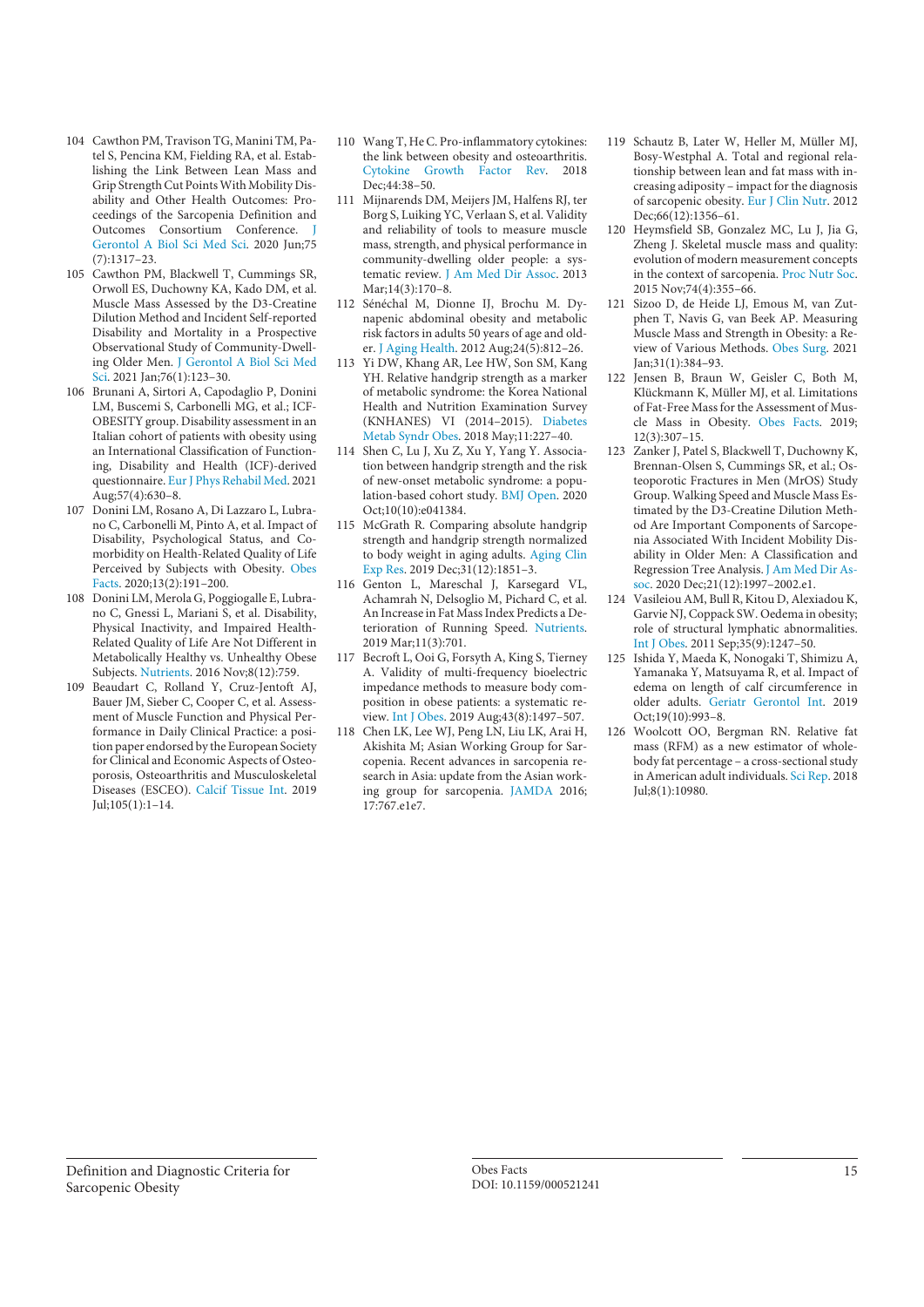104 Cawthon PM, Travison TG, Manini TM, Patel S, Pencina KM, Fielding RA, et al. Establishing the Link Between Lean Mass and Grip Strength Cut Points With Mobility Disability and Other Health Outcomes: Proceedings of the Sarcopenia Definition and Outcomes Consortium Conference. J Gerontol A Biol Sci Med Sci. 2020 Jun;75 (7):1317–23.

105 Cawthon PM, Blackwell T, Cummings SR, Orwoll ES, Duchowny KA, Kado DM, et al. Muscle Mass Assessed by the D3-Creatine Dilution Method and Incident Self-reported Disability and Mortality in a Prospective Observational Study of Community-Dwelling Older Men. J Gerontol A Biol Sci Med Sci. 2021 Jan;76(1):123–30.

106 Brunani A, Sirtori A, Capodaglio P, Donini LM, Buscemi S, Carbonelli MG, et al.; ICF-OBESITY group. Disability assessment in an Italian cohort of patients with obesity using an International Classification of Functioning, Disability and Health (ICF)-derived questionnaire. Eur J Phys Rehabil Med. 2021 Aug;57(4):630–8.

107 Donini LM, Rosano A, Di Lazzaro L, Lubrano C, Carbonelli M, Pinto A, et al. Impact of Disability, Psychological Status, and Comorbidity on Health-Related Quality of Life Perceived by Subjects with Obesity. Obes Facts. 2020;13(2):191–200.

108 Donini LM, Merola G, Poggiogalle E, Lubrano C, Gnessi L, Mariani S, et al. Disability, Physical Inactivity, and Impaired Health-Related Quality of Life Are Not Different in Metabolically Healthy vs. Unhealthy Obese Subjects. Nutrients. 2016 Nov;8(12):759.

109 Beaudart C, Rolland Y, Cruz-Jentoft AJ, Bauer JM, Sieber C, Cooper C, et al. Assessment of Muscle Function and Physical Performance in Daily Clinical Practice: a position paper endorsed by the European Society for Clinical and Economic Aspects of Osteoporosis, Osteoarthritis and Musculoskeletal Diseases (ESCEO). Calcif Tissue Int. 2019 Jul;105(1):1–14.

110 Wang T, He C. Pro-inflammatory cytokines: the link between obesity and osteoarthritis. Cytokine Growth Factor Rev. 2018 Dec;44:38–50.

111 Mijnarends DM, Meijers JM, Halfens RJ, ter Borg S, Luiking YC, Verlaan S, et al. Validity and reliability of tools to measure muscle mass, strength, and physical performance in community-dwelling older people: a systematic review. J Am Med Dir Assoc. 2013 Mar;14(3):170–8.

112 Sénéchal M, Dionne IJ, Brochu M. Dynapenic abdominal obesity and metabolic risk factors in adults 50 years of age and older. J Aging Health. 2012 Aug;24(5):812–26.

113 Yi DW, Khang AR, Lee HW, Son SM, Kang YH. Relative handgrip strength as a marker of metabolic syndrome: the Korea National Health and Nutrition Examination Survey (KNHANES) VI (2014–2015). Diabetes Metab Syndr Obes. 2018 May;11:227–40.

114 Shen C, Lu J, Xu Z, Xu Y, Yang Y. Association between handgrip strength and the risk of new-onset metabolic syndrome: a population-based cohort study. BMJ Open. 2020 Oct;10(10):e041384.

115 McGrath R. Comparing absolute handgrip strength and handgrip strength normalized to body weight in aging adults. Aging Clin Exp Res. 2019 Dec;31(12):1851–3.

116 Genton L, Mareschal J, Karsegard VL, Achamrah N, Delsoglio M, Pichard C, et al. An Increase in Fat Mass Index Predicts a Deterioration of Running Speed. Nutrients. 2019 Mar;11(3):701.

117 Becroft L, Ooi G, Forsyth A, King S, Tierney A. Validity of multi-frequency bioelectric impedance methods to measure body composition in obese patients: a systematic review. Int J Obes. 2019 Aug;43(8):1497–507.

118 Chen LK, Lee WJ, Peng LN, Liu LK, Arai H, Akishita M; Asian Working Group for Sarcopenia. Recent advances in sarcopenia research in Asia: update from the Asian working group for sarcopenia. JAMDA 2016; 17:767.e1e7.

119 Schautz B, Later W, Heller M, Müller MJ, Bosy-Westphal A. Total and regional relationship between lean and fat mass with increasing adiposity – impact for the diagnosis of sarcopenic obesity. Eur J Clin Nutr. 2012 Dec;66(12):1356–61.

120 Heymsfield SB, Gonzalez MC, Lu J, Jia G, Zheng J. Skeletal muscle mass and quality: evolution of modern measurement concepts in the context of sarcopenia. Proc Nutr Soc. 2015 Nov;74(4):355–66.

121 Sizoo D, de Heide LJ, Emous M, van Zutphen T, Navis G, van Beek AP. Measuring Muscle Mass and Strength in Obesity: a Review of Various Methods. Obes Surg. 2021 Jan;31(1):384–93.

122 Jensen B, Braun W, Geisler C, Both M, Klückmann K, Müller MJ, et al. Limitations of Fat-Free Mass for the Assessment of Muscle Mass in Obesity. Obes Facts. 2019; 12(3):307–15.

123 Zanker J, Patel S, Blackwell T, Duchowny K, Brennan-Olsen S, Cummings SR, et al.; Osteoporotic Fractures in Men (MrOS) Study Group. Walking Speed and Muscle Mass Estimated by the D3-Creatine Dilution Method Are Important Components of Sarcopenia Associated With Incident Mobility Disability in Older Men: A Classification and Regression Tree Analysis. J Am Med Dir Assoc. 2020 Dec;21(12):1997–2002.e1.

124 Vasileiou AM, Bull R, Kitou D, Alexiadou K, Garvie NJ, Coppack SW. Oedema in obesity; role of structural lymphatic abnormalities. Int J Obes. 2011 Sep;35(9):1247–50.

125 Ishida Y, Maeda K, Nonogaki T, Shimizu A, Yamanaka Y, Matsuyama R, et al. Impact of edema on length of calf circumference in older adults. Geriatr Gerontol Int. 2019 Oct;19(10):993–8.

126 Woolcott OO, Bergman RN. Relative fat mass (RFM) as a new estimator of whole-body fat percentage – a cross-sectional study in American adult individuals. Sci Rep. 2018 Jul;8(1):10980.